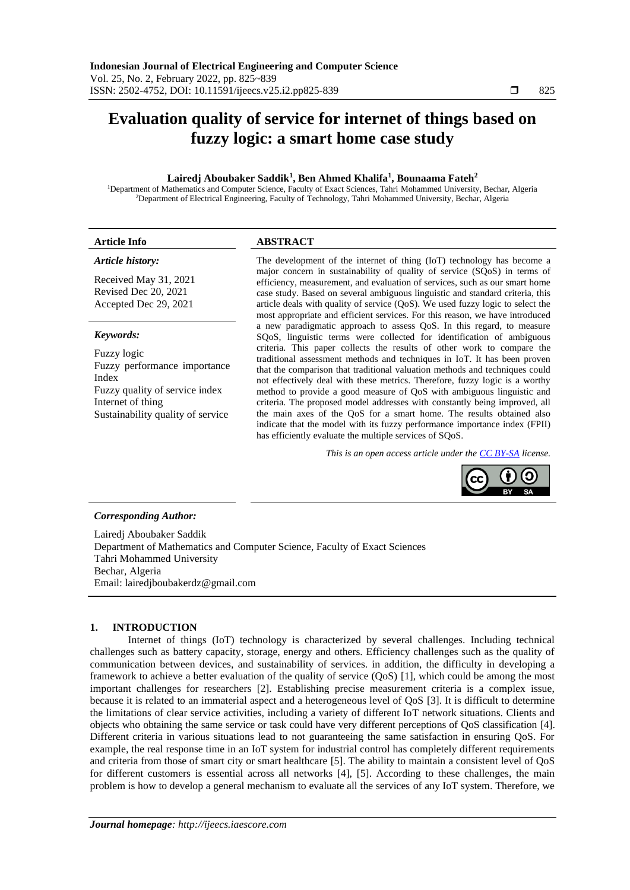# Evaluation quality of service for internet of things based on fuzzy logic: a smart home case study

**Lairedj Aboubaker Saddik[1], Ben Ahmed Khalifa[1], Bounaama Fateh[2]**

[1]Department of Mathematics and Computer Science, Faculty of Exact Sciences, Tahri Mohammed University, Bechar, Algeria
[2]Department of Electrical Engineering, Faculty of Technology, Tahri Mohammed University, Bechar, Algeria

**Article Info**

*Article history:*

Received May 31, 2021
Revised Dec 20, 2021
Accepted Dec 29, 2021

*Keywords:*

Fuzzy logic
Fuzzy performance importance Index
Fuzzy quality of service index
Internet of thing
Sustainability quality of service

**ABSTRACT**

The development of the internet of thing (IoT) technology has become a major concern in sustainability of quality of service (SQoS) in terms of efficiency, measurement, and evaluation of services, such as our smart home case study. Based on several ambiguous linguistic and standard criteria, this article deals with quality of service (QoS). We used fuzzy logic to select the most appropriate and efficient services. For this reason, we have introduced a new paradigmatic approach to assess QoS. In this regard, to measure SQoS, linguistic terms were collected for identification of ambiguous criteria. This paper collects the results of other work to compare the traditional assessment methods and techniques in IoT. It has been proven that the comparison that traditional valuation methods and techniques could not effectively deal with these metrics. Therefore, fuzzy logic is a worthy method to provide a good measure of QoS with ambiguous linguistic and criteria. The proposed model addresses with constantly being improved, all the main axes of the QoS for a smart home. The results obtained also indicate that the model with its fuzzy performance importance index (FPII) has efficiently evaluate the multiple services of SQoS.

*This is an open access article under the CC BY-SA license.*

*Corresponding Author:*

Lairedj Aboubaker Saddik
Department of Mathematics and Computer Science, Faculty of Exact Sciences
Tahri Mohammed University
Bechar, Algeria
Email: lairedjboubakerdz@gmail.com

## 1. INTRODUCTION

Internet of things (IoT) technology is characterized by several challenges. Including technical challenges such as battery capacity, storage, energy and others. Efficiency challenges such as the quality of communication between devices, and sustainability of services. in addition, the difficulty in developing a framework to achieve a better evaluation of the quality of service (QoS) [1], which could be among the most important challenges for researchers [2]. Establishing precise measurement criteria is a complex issue, because it is related to an immaterial aspect and a heterogeneous level of QoS [3]. It is difficult to determine the limitations of clear service activities, including a variety of different IoT network situations. Clients and objects who obtaining the same service or task could have very different perceptions of QoS classification [4]. Different criteria in various situations lead to not guaranteeing the same satisfaction in ensuring QoS. For example, the real response time in an IoT system for industrial control has completely different requirements and criteria from those of smart city or smart healthcare [5]. The ability to maintain a consistent level of QoS for different customers is essential across all networks [4], [5]. According to these challenges, the main problem is how to develop a general mechanism to evaluate all the services of any IoT system. Therefore, we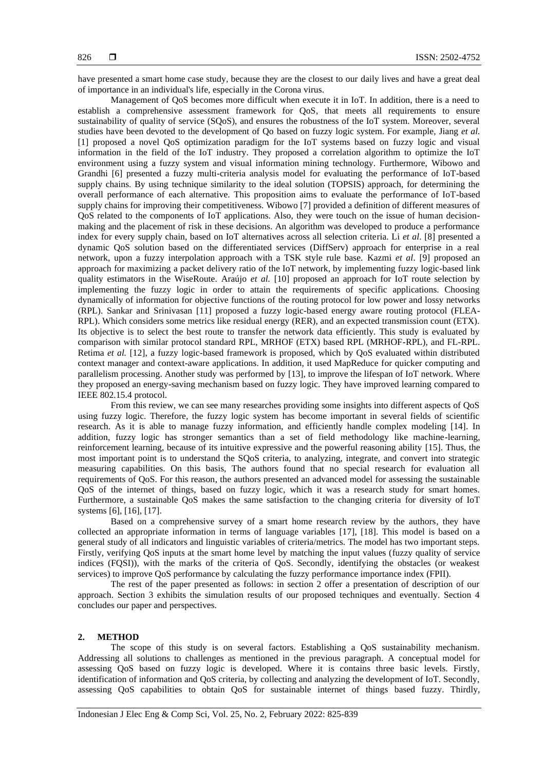have presented a smart home case study, because they are the closest to our daily lives and have a great deal of importance in an individual's life, especially in the Corona virus.

Management of QoS becomes more difficult when execute it in IoT. In addition, there is a need to establish a comprehensive assessment framework for QoS, that meets all requirements to ensure sustainability of quality of service (SQoS), and ensures the robustness of the IoT system. Moreover, several studies have been devoted to the development of Qo based on fuzzy logic system. For example, Jiang *et al.* [1] proposed a novel QoS optimization paradigm for the IoT systems based on fuzzy logic and visual information in the field of the IoT industry. They proposed a correlation algorithm to optimize the IoT environment using a fuzzy system and visual information mining technology. Furthermore, Wibowo and Grandhi [6] presented a fuzzy multi-criteria analysis model for evaluating the performance of IoT-based supply chains. By using technique similarity to the ideal solution (TOPSIS) approach, for determining the overall performance of each alternative. This proposition aims to evaluate the performance of IoT-based supply chains for improving their competitiveness. Wibowo [7] provided a definition of different measures of QoS related to the components of IoT applications. Also, they were touch on the issue of human decision-making and the placement of risk in these decisions. An algorithm was developed to produce a performance index for every supply chain, based on IoT alternatives across all selection criteria. Li *et al*. [8] presented a dynamic QoS solution based on the differentiated services (DiffServ) approach for enterprise in a real network, upon a fuzzy interpolation approach with a TSK style rule base. Kazmi *et al*. [9] proposed an approach for maximizing a packet delivery ratio of the IoT network, by implementing fuzzy logic-based link quality estimators in the WiseRoute. Araújo *et al.* [10] proposed an approach for IoT route selection by implementing the fuzzy logic in order to attain the requirements of specific applications. Choosing dynamically of information for objective functions of the routing protocol for low power and lossy networks (RPL). Sankar and Srinivasan [11] proposed a fuzzy logic-based energy aware routing protocol (FLEA-RPL). Which considers some metrics like residual energy (RER), and an expected transmission count (ETX). Its objective is to select the best route to transfer the network data efficiently. This study is evaluated by comparison with similar protocol standard RPL, MRHOF (ETX) based RPL (MRHOF-RPL), and FL-RPL. Retima *et al.* [12], a fuzzy logic-based framework is proposed, which by QoS evaluated within distributed context manager and context-aware applications. In addition, it used MapReduce for quicker computing and parallelism processing. Another study was performed by [13], to improve the lifespan of IoT network. Where they proposed an energy-saving mechanism based on fuzzy logic. They have improved learning compared to IEEE 802.15.4 protocol.

From this review, we can see many researches providing some insights into different aspects of QoS using fuzzy logic. Therefore, the fuzzy logic system has become important in several fields of scientific research. As it is able to manage fuzzy information, and efficiently handle complex modeling [14]. In addition, fuzzy logic has stronger semantics than a set of field methodology like machine-learning, reinforcement learning, because of its intuitive expressive and the powerful reasoning ability [15]. Thus, the most important point is to understand the SQoS criteria, to analyzing, integrate, and convert into strategic measuring capabilities. On this basis, The authors found that no special research for evaluation all requirements of QoS. For this reason, the authors presented an advanced model for assessing the sustainable QoS of the internet of things, based on fuzzy logic, which it was a research study for smart homes. Furthermore, a sustainable QoS makes the same satisfaction to the changing criteria for diversity of IoT systems [6], [16], [17].

Based on a comprehensive survey of a smart home research review by the authors, they have collected an appropriate information in terms of language variables [17], [18]. This model is based on a general study of all indicators and linguistic variables of criteria/metrics. The model has two important steps. Firstly, verifying QoS inputs at the smart home level by matching the input values (fuzzy quality of service indices (FQSI)), with the marks of the criteria of QoS. Secondly, identifying the obstacles (or weakest services) to improve QoS performance by calculating the fuzzy performance importance index (FPII).

The rest of the paper presented as follows: in section 2 offer a presentation of description of our approach. Section 3 exhibits the simulation results of our proposed techniques and eventually. Section 4 concludes our paper and perspectives.

## 2. METHOD

The scope of this study is on several factors. Establishing a QoS sustainability mechanism. Addressing all solutions to challenges as mentioned in the previous paragraph. A conceptual model for assessing QoS based on fuzzy logic is developed. Where it is contains three basic levels. Firstly, identification of information and QoS criteria, by collecting and analyzing the development of IoT. Secondly, assessing QoS capabilities to obtain QoS for sustainable internet of things based fuzzy. Thirdly,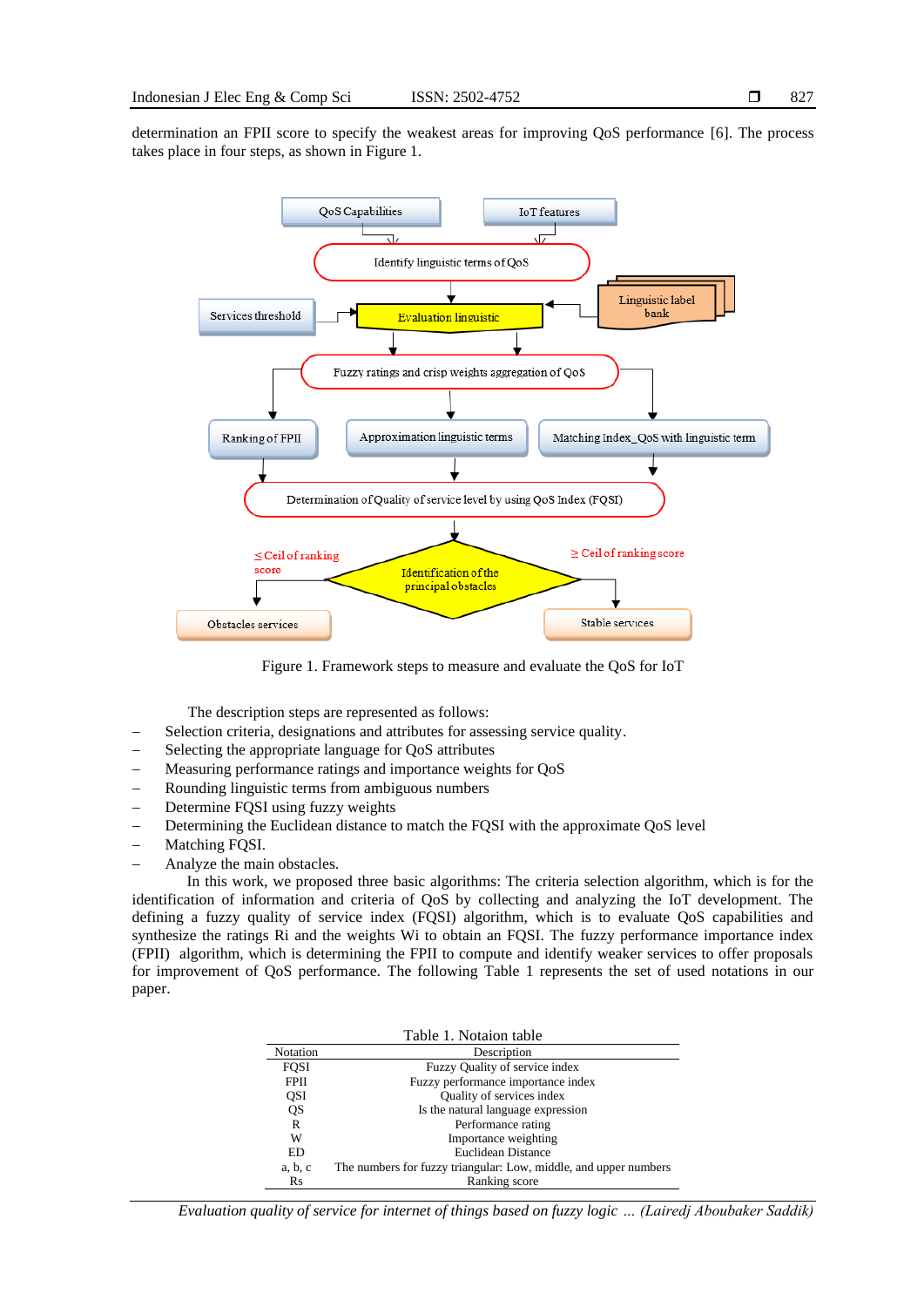determination an FPII score to specify the weakest areas for improving QoS performance [6]. The process takes place in four steps, as shown in Figure 1.

Figure 1. Framework steps to measure and evaluate the QoS for IoT

The description steps are represented as follows:

- Selection criteria, designations and attributes for assessing service quality.
- Selecting the appropriate language for QoS attributes
- Measuring performance ratings and importance weights for QoS
- Rounding linguistic terms from ambiguous numbers
- Determine FQSI using fuzzy weights
- Determining the Euclidean distance to match the FQSI with the approximate QoS level
- Matching FQSI.
- Analyze the main obstacles.

In this work, we proposed three basic algorithms: The criteria selection algorithm, which is for the identification of information and criteria of QoS by collecting and analyzing the IoT development. The defining a fuzzy quality of service index (FQSI) algorithm, which is to evaluate QoS capabilities and synthesize the ratings Ri and the weights Wi to obtain an FQSI. The fuzzy performance importance index (FPII) algorithm, which is determining the FPII to compute and identify weaker services to offer proposals for improvement of QoS performance. The following Table 1 represents the set of used notations in our paper.

Table 1. Notaion table

| Notation | Description |
|---|---|
| FQSI | Fuzzy Quality of service index |
| FPII | Fuzzy performance importance index |
| QSI | Quality of services index |
| QS | Is the natural language expression |
| R | Performance rating |
| W | Importance weighting |
| ED | Euclidean Distance |
| a, b, c | The numbers for fuzzy triangular: Low, middle, and upper numbers |
| Rs | Ranking score |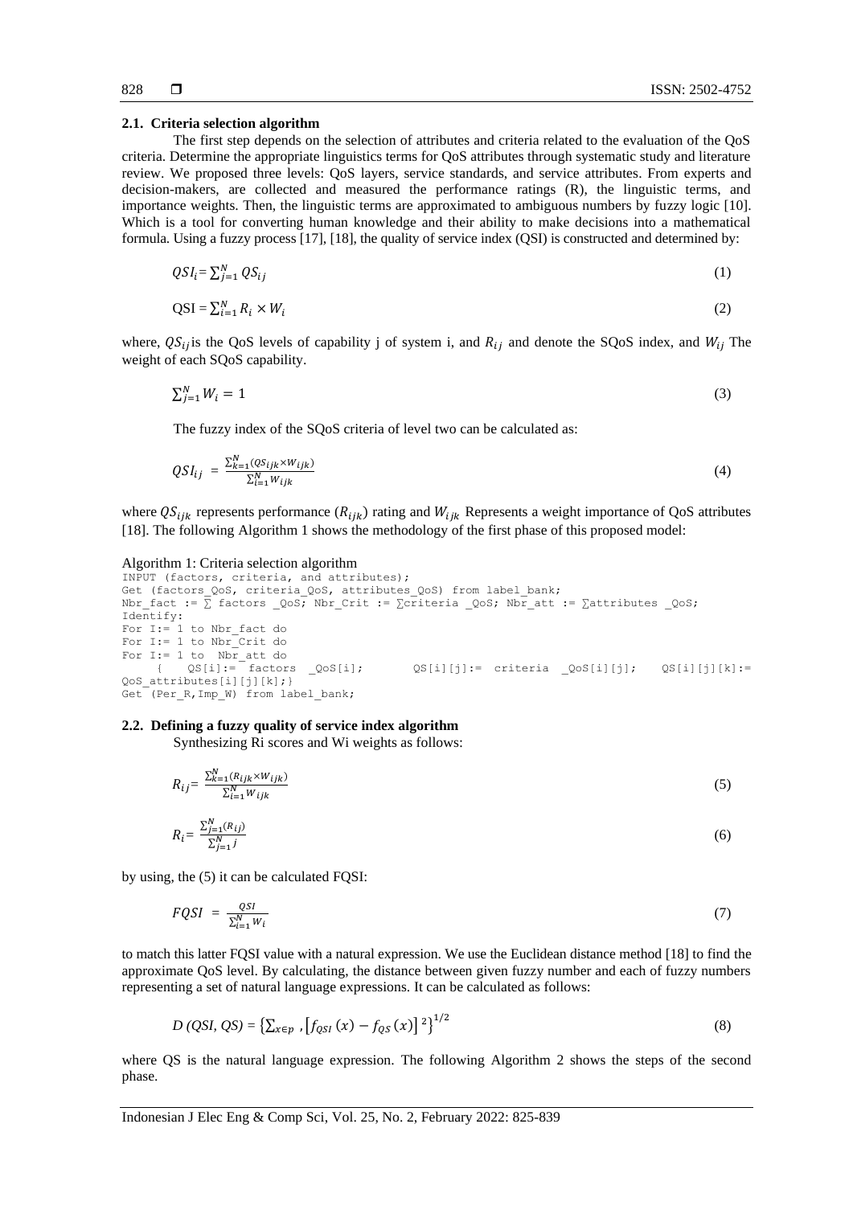### 2.1. Criteria selection algorithm

The first step depends on the selection of attributes and criteria related to the evaluation of the QoS criteria. Determine the appropriate linguistics terms for QoS attributes through systematic study and literature review. We proposed three levels: QoS layers, service standards, and service attributes. From experts and decision-makers, are collected and measured the performance ratings (R), the linguistic terms, and importance weights. Then, the linguistic terms are approximated to ambiguous numbers by fuzzy logic [10]. Which is a tool for converting human knowledge and their ability to make decisions into a mathematical formula. Using a fuzzy process [17], [18], the quality of service index (QSI) is constructed and determined by:

$$QSI_i = \sum_{j=1}^{N} QS_{ij} \tag{1}$$

$$\text{QSI} = \sum_{i=1}^{N} R_i \times W_i \tag{2}$$

where, $QS_{ij}$ is the QoS levels of capability j of system i, and $R_{ij}$ and denote the SQoS index, and $W_{ij}$ The weight of each SQoS capability.

$$\sum_{j=1}^{N} W_i = 1 \tag{3}$$

The fuzzy index of the SQoS criteria of level two can be calculated as:

$$QSI_{ij} = \frac{\sum_{k=1}^{N}(QS_{ijk} \times W_{ijk})}{\sum_{i=1}^{N} W_{ijk}} \tag{4}$$

where $QS_{ijk}$ represents performance ($R_{ijk}$) rating and $W_{ijk}$ Represents a weight importance of QoS attributes [18]. The following Algorithm 1 shows the methodology of the first phase of this proposed model:

Algorithm 1: Criteria selection algorithm

```
INPUT (factors, criteria, and attributes);
Get (factors_QoS, criteria_QoS, attributes_QoS) from label_bank;
Nbr_fact := ∑ factors _QoS; Nbr_Crit := ∑criteria _QoS; Nbr_att := ∑attributes _QoS;
Identify:
For I:= 1 to Nbr_fact do
For I:= 1 to Nbr_Crit do
For I:= 1 to  Nbr_att do
    {   QS[i]:=  factors  _QoS[i];       QS[i][j]:=  criteria  _QoS[i][j];   QS[i][j][k]:=
QoS_attributes[i][j][k];}
Get (Per_R,Imp_W) from label_bank;
```

### 2.2. Defining a fuzzy quality of service index algorithm

Synthesizing Ri scores and Wi weights as follows:

$$R_{ij} = \frac{\sum_{k=1}^{N}(R_{ijk} \times W_{ijk})}{\sum_{i=1}^{N} W_{ijk}} \tag{5}$$

$$R_i = \frac{\sum_{j=1}^{N}(R_{ij})}{\sum_{j=1}^{N} j} \tag{6}$$

by using, the (5) it can be calculated FQSI:

$$FQSI = \frac{QSI}{\sum_{i=1}^{N} W_i} \tag{7}$$

to match this latter FQSI value with a natural expression. We use the Euclidean distance method [18] to find the approximate QoS level. By calculating, the distance between given fuzzy number and each of fuzzy numbers representing a set of natural language expressions. It can be calculated as follows:

$$D\,(QSI, QS) = \left\{\sum_{x \in p}, \left[f_{QSI}(x) - f_{QS}(x)\right]^2\right\}^{1/2} \tag{8}$$

where QS is the natural language expression. The following Algorithm 2 shows the steps of the second phase.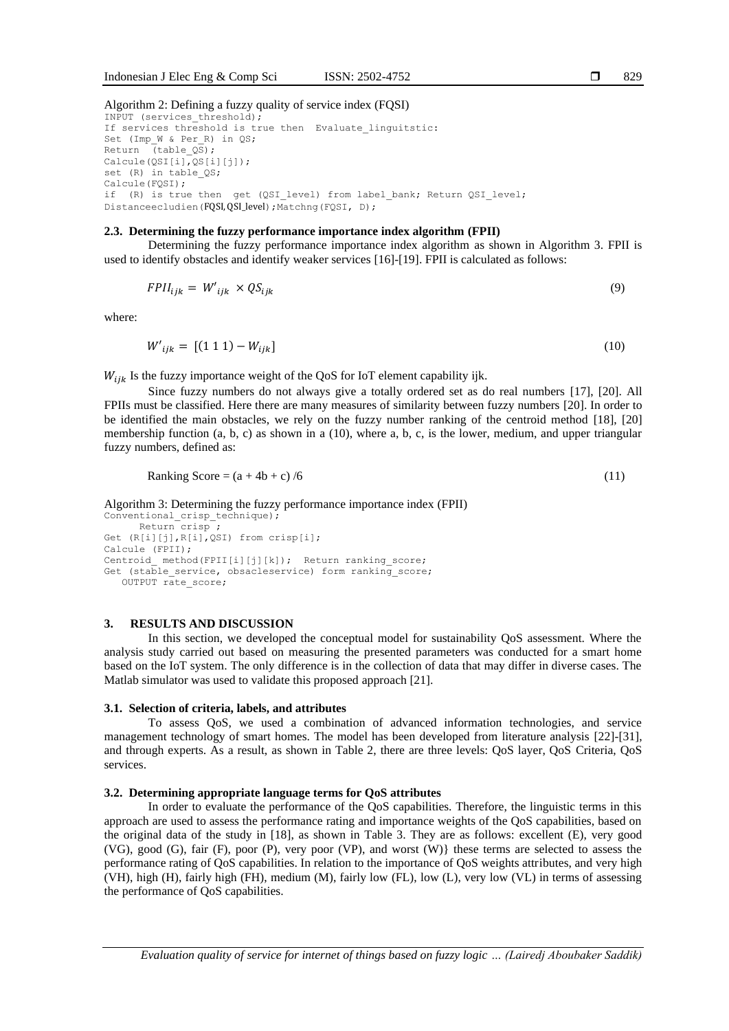Algorithm 2: Defining a fuzzy quality of service index (FQSI)

```
INPUT (services_threshold);
If services threshold is true then  Evaluate_linguitstic:
Set (Imp_W & Per_R) in QS;
Return  (table_QS);
Calcule(QSI[i],QS[i][j]);
set (R) in table_QS;
Calcule(FQSI);
if  (R) is true then  get (QSI_level) from label_bank; Return QSI_level;
Distanceecludien(FQSI,QSI_level);Matchng(FQSI, D);
```

### 2.3. Determining the fuzzy performance importance index algorithm (FPII)

Determining the fuzzy performance importance index algorithm as shown in Algorithm 3. FPII is used to identify obstacles and identify weaker services [16]-[19]. FPII is calculated as follows:

$$FPII_{ijk} = W'_{ijk} \times QS_{ijk} \tag{9}$$

where:

$$W'_{ijk} = [(1\ 1\ 1) - W_{ijk}] \tag{10}$$

$W_{ijk}$ Is the fuzzy importance weight of the QoS for IoT element capability ijk.

Since fuzzy numbers do not always give a totally ordered set as do real numbers [17], [20]. All FPIIs must be classified. Here there are many measures of similarity between fuzzy numbers [20]. In order to be identified the main obstacles, we rely on the fuzzy number ranking of the centroid method [18], [20] membership function (a, b, c) as shown in a (10), where a, b, c, is the lower, medium, and upper triangular fuzzy numbers, defined as:

$$\text{Ranking Score} = (a + 4b + c)/6 \tag{11}$$

Algorithm 3: Determining the fuzzy performance importance index (FPII)

```
Conventional_crisp_technique);
     Return crisp ;
Get (R[i][j],R[i],QSI) from crisp[i];
Calcule (FPII);
Centroid_ method(FPII[i][j][k]);  Return ranking_score;
Get (stable_service, obsacleservice) form ranking_score;
   OUTPUT rate_score;
```

## 3. RESULTS AND DISCUSSION

In this section, we developed the conceptual model for sustainability QoS assessment. Where the analysis study carried out based on measuring the presented parameters was conducted for a smart home based on the IoT system. The only difference is in the collection of data that may differ in diverse cases. The Matlab simulator was used to validate this proposed approach [21].

### 3.1. Selection of criteria, labels, and attributes

To assess QoS, we used a combination of advanced information technologies, and service management technology of smart homes. The model has been developed from literature analysis [22]-[31], and through experts. As a result, as shown in Table 2, there are three levels: QoS layer, QoS Criteria, QoS services.

### 3.2. Determining appropriate language terms for QoS attributes

In order to evaluate the performance of the QoS capabilities. Therefore, the linguistic terms in this approach are used to assess the performance rating and importance weights of the QoS capabilities, based on the original data of the study in [18], as shown in Table 3. They are as follows: excellent (E), very good (VG), good (G), fair (F), poor (P), very poor (VP), and worst (W)} these terms are selected to assess the performance rating of QoS capabilities. In relation to the importance of QoS weights attributes, and very high (VH), high (H), fairly high (FH), medium (M), fairly low (FL), low (L), very low (VL) in terms of assessing the performance of QoS capabilities.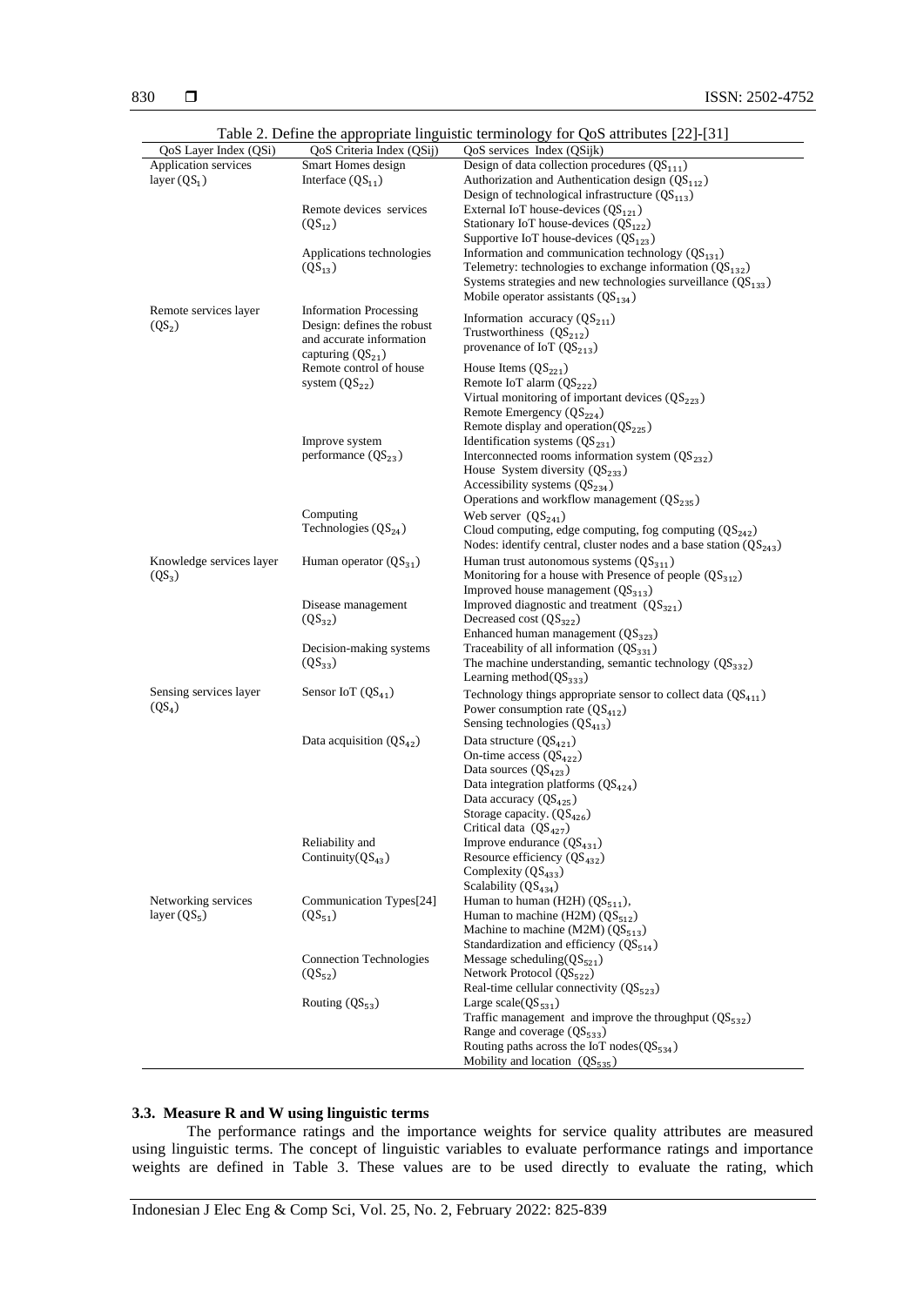Table 2. Define the appropriate linguistic terminology for QoS attributes [22]-[31]

| QoS Layer Index (QSi) | QoS Criteria Index (QSij) | QoS services Index (QSijk) |
|---|---|---|
| Application services layer ($QS_1$) | Smart Homes design Interface ($QS_{11}$) | Design of data collection procedures ($QS_{111}$) |
| | | Authorization and Authentication design ($QS_{112}$) |
| | | Design of technological infrastructure ($QS_{113}$) |
| | Remote devices services ($QS_{12}$) | External IoT house-devices ($QS_{121}$) |
| | | Stationary IoT house-devices ($QS_{122}$) |
| | | Supportive IoT house-devices ($QS_{123}$) |
| | Applications technologies ($QS_{13}$) | Information and communication technology ($QS_{131}$) |
| | | Telemetry: technologies to exchange information ($QS_{132}$) |
| | | Systems strategies and new technologies surveillance ($QS_{133}$) |
| | | Mobile operator assistants ($QS_{134}$) |
| Remote services layer ($QS_2$) | Information Processing Design: defines the robust and accurate information capturing ($QS_{21}$) | Information accuracy ($QS_{211}$) |
| | | Trustworthiness ($QS_{212}$) |
| | | provenance of IoT ($QS_{213}$) |
| | Remote control of house system ($QS_{22}$) | House Items ($QS_{221}$) |
| | | Remote IoT alarm ($QS_{222}$) |
| | | Virtual monitoring of important devices ($QS_{223}$) |
| | | Remote Emergency ($QS_{224}$) |
| | | Remote display and operation($QS_{225}$) |
| | Improve system performance ($QS_{23}$) | Identification systems ($QS_{231}$) |
| | | Interconnected rooms information system ($QS_{232}$) |
| | | House System diversity ($QS_{233}$) |
| | | Accessibility systems ($QS_{234}$) |
| | | Operations and workflow management ($QS_{235}$) |
| | Computing Technologies ($QS_{24}$) | Web server ($QS_{241}$) |
| | | Cloud computing, edge computing, fog computing ($QS_{242}$) |
| | | Nodes: identify central, cluster nodes and a base station ($QS_{243}$) |
| Knowledge services layer ($QS_3$) | Human operator ($QS_{31}$) | Human trust autonomous systems ($QS_{311}$) |
| | | Monitoring for a house with Presence of people ($QS_{312}$) |
| | | Improved house management ($QS_{313}$) |
| | Disease management ($QS_{32}$) | Improved diagnostic and treatment ($QS_{321}$) |
| | | Decreased cost ($QS_{322}$) |
| | | Enhanced human management ($QS_{323}$) |
| | Decision-making systems ($QS_{33}$) | Traceability of all information ($QS_{331}$) |
| | | The machine understanding, semantic technology ($QS_{332}$) |
| | | Learning method($QS_{333}$) |
| Sensing services layer ($QS_4$) | Sensor IoT ($QS_{41}$) | Technology things appropriate sensor to collect data ($QS_{411}$) |
| | | Power consumption rate ($QS_{412}$) |
| | | Sensing technologies ($QS_{413}$) |
| | Data acquisition ($QS_{42}$) | Data structure ($QS_{421}$) |
| | | On-time access ($QS_{422}$) |
| | | Data sources ($QS_{423}$) |
| | | Data integration platforms ($QS_{424}$) |
| | | Data accuracy ($QS_{425}$) |
| | | Storage capacity. ($QS_{426}$) |
| | | Critical data ($QS_{427}$) |
| | Reliability and Continuity($QS_{43}$) | Improve endurance ($QS_{431}$) |
| | | Resource efficiency ($QS_{432}$) |
| | | Complexity ($QS_{433}$) |
| | | Scalability ($QS_{434}$) |
| Networking services layer ($QS_5$) | Communication Types[24] ($QS_{51}$) | Human to human (H2H) ($QS_{511}$), |
| | | Human to machine (H2M) ($QS_{512}$) |
| | | Machine to machine (M2M) ($QS_{513}$) |
| | | Standardization and efficiency ($QS_{514}$) |
| | Connection Technologies ($QS_{52}$) | Message scheduling($QS_{521}$) |
| | | Network Protocol ($QS_{522}$) |
| | | Real-time cellular connectivity ($QS_{523}$) |
| | Routing ($QS_{53}$) | Large scale($QS_{531}$) |
| | | Traffic management and improve the throughput ($QS_{532}$) |
| | | Range and coverage ($QS_{533}$) |
| | | Routing paths across the IoT nodes($QS_{534}$) |
| | | Mobility and location ($QS_{535}$) |

### 3.3. Measure R and W using linguistic terms

The performance ratings and the importance weights for service quality attributes are measured using linguistic terms. The concept of linguistic variables to evaluate performance ratings and importance weights are defined in Table 3. These values are to be used directly to evaluate the rating, which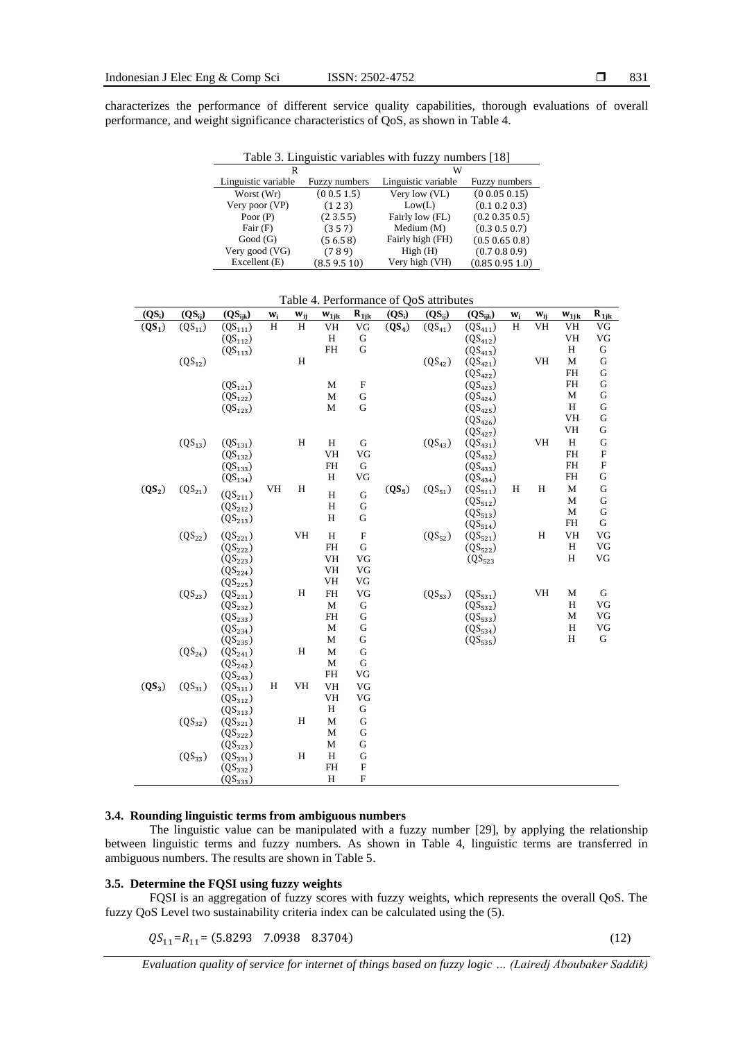characterizes the performance of different service quality capabilities, thorough evaluations of overall performance, and weight significance characteristics of QoS, as shown in Table 4.

Table 3. Linguistic variables with fuzzy numbers [18]

| R | | W | |
|---|---|---|---|
| Linguistic variable | Fuzzy numbers | Linguistic variable | Fuzzy numbers |
| Worst (Wr) | (0 0.5 1.5) | Very low (VL) | (0 0.05 0.15) |
| Very poor (VP) | (1 2 3) | Low(L) | (0.1 0.2 0.3) |
| Poor (P) | (2 3.5 5) | Fairly low (FL) | (0.2 0.35 0.5) |
| Fair (F) | (3 5 7) | Medium (M) | (0.3 0.5 0.7) |
| Good (G) | (5 6.5 8) | Fairly high (FH) | (0.5 0.65 0.8) |
| Very good (VG) | (7 8 9) | High (H) | (0.7 0.8 0.9) |
| Excellent (E) | (8.5 9.5 10) | Very high (VH) | (0.85 0.95 1.0) |

Table 4. Performance of QoS attributes

| $(QS_i)$ | $(QS_{ij})$ | $(QS_{ijk})$ | $w_i$ | $w_{ij}$ | $w_{1jk}$ | $R_{1jk}$ | $(QS_i)$ | $(QS_{ij})$ | $(QS_{ijk})$ | $w_i$ | $w_{ij}$ | $w_{1jk}$ | $R_{1jk}$ |
|---|---|---|---|---|---|---|---|---|---|---|---|---|---|
| $(QS_1)$ | $(QS_{11})$ | $(QS_{111})$ | H | H | VH | VG | $(QS_4)$ | $(QS_{41})$ | $(QS_{411})$ | H | VH | VH | VG |
| | | $(QS_{112})$ | | | H | G | | | $(QS_{412})$ | | | VH | VG |
| | | $(QS_{113})$ | | | FH | G | | | $(QS_{413})$ | | | H | G |
| | $(QS_{12})$ | | | H | | | | $(QS_{42})$ | $(QS_{421})$ | | VH | M | G |
| | | | | | | | | | $(QS_{422})$ | | | FH | G |
| | | $(QS_{121})$ | | | M | F | | | $(QS_{423})$ | | | FH | G |
| | | $(QS_{122})$ | | | M | G | | | $(QS_{424})$ | | | M | G |
| | | $(QS_{123})$ | | | M | G | | | $(QS_{425})$ | | | H | G |
| | | | | | | | | | $(QS_{426})$ | | | VH | G |
| | | | | | | | | | $(QS_{427})$ | | | VH | G |
| | $(QS_{13})$ | $(QS_{131})$ | | H | H | G | | $(QS_{43})$ | $(QS_{431})$ | | VH | H | G |
| | | $(QS_{132})$ | | | VH | VG | | | $(QS_{432})$ | | | FH | F |
| | | $(QS_{133})$ | | | FH | G | | | $(QS_{433})$ | | | FH | F |
| | | $(QS_{134})$ | | | H | VG | | | $(QS_{434})$ | | | FH | G |
| $(QS_2)$ | $(QS_{21})$ | $(QS_{211})$ | VH | H | H | G | $(QS_5)$ | $(QS_{51})$ | $(QS_{511})$ | H | H | M | G |
| | | $(QS_{212})$ | | | H | G | | | $(QS_{512})$ | | | M | G |
| | | $(QS_{213})$ | | | H | G | | | $(QS_{513})$ | | | M | G |
| | | | | | | | | | $(QS_{514})$ | | | FH | G |
| | $(QS_{22})$ | $(QS_{221})$ | | VH | H | F | | $(QS_{52})$ | $(QS_{521})$ | | H | VH | VG |
| | | $(QS_{222})$ | | | FH | G | | | $(QS_{522})$ | | | H | VG |
| | | $(QS_{223})$ | | | VH | VG | | | $(QS_{523}$ | | | H | VG |
| | | $(QS_{224})$ | | | VH | VG | | | | | | | |
| | | $(QS_{225})$ | | | VH | VG | | | | | | | |
| | $(QS_{23})$ | $(QS_{231})$ | | H | FH | VG | | $(QS_{53})$ | $(QS_{531})$ | | VH | M | G |
| | | $(QS_{232})$ | | | M | G | | | $(QS_{532})$ | | | H | VG |
| | | $(QS_{233})$ | | | FH | G | | | $(QS_{533})$ | | | M | VG |
| | | $(QS_{234})$ | | | M | G | | | $(QS_{534})$ | | | H | VG |
| | | $(QS_{235})$ | | | M | G | | | $(QS_{535})$ | | | H | G |
| | $(QS_{24})$ | $(QS_{241})$ | | H | M | G | | | | | | | |
| | | $(QS_{242})$ | | | M | G | | | | | | | |
| | | $(QS_{243})$ | | | FH | VG | | | | | | | |
| $(QS_3)$ | $(QS_{31})$ | $(QS_{311})$ | H | VH | VH | VG | | | | | | | |
| | | $(QS_{312})$ | | | VH | VG | | | | | | | |
| | | $(QS_{313})$ | | | H | G | | | | | | | |
| | $(QS_{32})$ | $(QS_{321})$ | | H | M | G | | | | | | | |
| | | $(QS_{322})$ | | | M | G | | | | | | | |
| | | $(QS_{323})$ | | | M | G | | | | | | | |
| | $(QS_{33})$ | $(QS_{331})$ | | H | H | G | | | | | | | |
| | | $(QS_{332})$ | | | FH | F | | | | | | | |
| | | $(QS_{333})$ | | | H | F | | | | | | | |

### 3.4. Rounding linguistic terms from ambiguous numbers

The linguistic value can be manipulated with a fuzzy number [29], by applying the relationship between linguistic terms and fuzzy numbers. As shown in Table 4, linguistic terms are transferred in ambiguous numbers. The results are shown in Table 5.

### 3.5. Determine the FQSI using fuzzy weights

FQSI is an aggregation of fuzzy scores with fuzzy weights, which represents the overall QoS. The fuzzy QoS Level two sustainability criteria index can be calculated using the (5).

$$QS_{11} = R_{11} = (5.8293 \quad 7.0938 \quad 8.3704) \tag{12}$$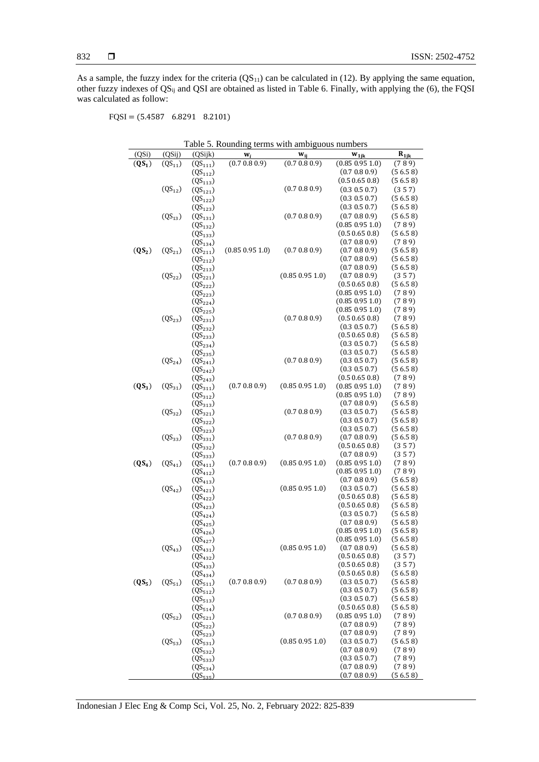As a sample, the fuzzy index for the criteria ($QS_{11}$) can be calculated in (12). By applying the same equation, other fuzzy indexes of $QS_{ij}$ and QSI are obtained as listed in Table 6. Finally, with applying the (6), the FQSI was calculated as follow:

$$FQSI = (5.4587 \quad 6.8291 \quad 8.2101)$$

Table 5. Rounding terms with ambiguous numbers

| (QSi) | (QSij) | (QSijk) | $w_i$ | $w_{ij}$ | $w_{1jk}$ | $R_{1jk}$ |
|---|---|---|---|---|---|---|
| $(\mathbf{QS_1})$ | $(QS_{11})$ | $(QS_{111})$ | (0.7 0.8 0.9) | (0.7 0.8 0.9) | (0.85 0.95 1.0) | (7 8 9) |
| | | $(QS_{112})$ | | | (0.7 0.8 0.9) | (5 6.5 8) |
| | | $(QS_{113})$ | | | (0.5 0.65 0.8) | (5 6.5 8) |
| | $(QS_{12})$ | $(QS_{121})$ | | (0.7 0.8 0.9) | (0.3 0.5 0.7) | (3 5 7) |
| | | $(QS_{122})$ | | | (0.3 0.5 0.7) | (5 6.5 8) |
| | | $(QS_{123})$ | | | (0.3 0.5 0.7) | (5 6.5 8) |
| | $(QS_{13})$ | $(QS_{131})$ | | (0.7 0.8 0.9) | (0.7 0.8 0.9) | (5 6.5 8) |
| | | $(QS_{132})$ | | | (0.85 0.95 1.0) | (7 8 9) |
| | | $(QS_{133})$ | | | (0.5 0.65 0.8) | (5 6.5 8) |
| | | $(QS_{134})$ | | | (0.7 0.8 0.9) | (7 8 9) |
| $(\mathbf{QS_2})$ | $(QS_{21})$ | $(QS_{211})$ | (0.85 0.95 1.0) | (0.7 0.8 0.9) | (0.7 0.8 0.9) | (5 6.5 8) |
| | | $(QS_{212})$ | | | (0.7 0.8 0.9) | (5 6.5 8) |
| | | $(QS_{213})$ | | | (0.7 0.8 0.9) | (5 6.5 8) |
| | $(QS_{22})$ | $(QS_{221})$ | | (0.85 0.95 1.0) | (0.7 0.8 0.9) | (3 5 7) |
| | | $(QS_{222})$ | | | (0.5 0.65 0.8) | (5 6.5 8) |
| | | $(QS_{223})$ | | | (0.85 0.95 1.0) | (7 8 9) |
| | | $(QS_{224})$ | | | (0.85 0.95 1.0) | (7 8 9) |
| | | $(QS_{225})$ | | | (0.85 0.95 1.0) | (7 8 9) |
| | $(QS_{23})$ | $(QS_{231})$ | | (0.7 0.8 0.9) | (0.5 0.65 0.8) | (7 8 9) |
| | | $(QS_{232})$ | | | (0.3 0.5 0.7) | (5 6.5 8) |
| | | $(QS_{233})$ | | | (0.5 0.65 0.8) | (5 6.5 8) |
| | | $(QS_{234})$ | | | (0.3 0.5 0.7) | (5 6.5 8) |
| | | $(QS_{235})$ | | | (0.3 0.5 0.7) | (5 6.5 8) |
| | $(QS_{24})$ | $(QS_{241})$ | | (0.7 0.8 0.9) | (0.3 0.5 0.7) | (5 6.5 8) |
| | | $(QS_{242})$ | | | (0.3 0.5 0.7) | (5 6.5 8) |
| | | $(QS_{243})$ | | | (0.5 0.65 0.8) | (7 8 9) |
| $(\mathbf{QS_3})$ | $(QS_{31})$ | $(QS_{311})$ | (0.7 0.8 0.9) | (0.85 0.95 1.0) | (0.85 0.95 1.0) | (7 8 9) |
| | | $(QS_{312})$ | | | (0.85 0.95 1.0) | (7 8 9) |
| | | $(QS_{313})$ | | | (0.7 0.8 0.9) | (5 6.5 8) |
| | $(QS_{32})$ | $(QS_{321})$ | | (0.7 0.8 0.9) | (0.3 0.5 0.7) | (5 6.5 8) |
| | | $(QS_{322})$ | | | (0.3 0.5 0.7) | (5 6.5 8) |
| | | $(QS_{323})$ | | | (0.3 0.5 0.7) | (5 6.5 8) |
| | $(QS_{33})$ | $(QS_{331})$ | | (0.7 0.8 0.9) | (0.7 0.8 0.9) | (5 6.5 8) |
| | | $(QS_{332})$ | | | (0.5 0.65 0.8) | (3 5 7) |
| | | $(QS_{333})$ | | | (0.7 0.8 0.9) | (3 5 7) |
| $(\mathbf{QS_4})$ | $(QS_{41})$ | $(QS_{411})$ | (0.7 0.8 0.9) | (0.85 0.95 1.0) | (0.85 0.95 1.0) | (7 8 9) |
| | | $(QS_{412})$ | | | (0.85 0.95 1.0) | (7 8 9) |
| | | $(QS_{413})$ | | | (0.7 0.8 0.9) | (5 6.5 8) |
| | $(QS_{42})$ | $(QS_{421})$ | | (0.85 0.95 1.0) | (0.3 0.5 0.7) | (5 6.5 8) |
| | | $(QS_{422})$ | | | (0.5 0.65 0.8) | (5 6.5 8) |
| | | $(QS_{423})$ | | | (0.5 0.65 0.8) | (5 6.5 8) |
| | | $(QS_{424})$ | | | (0.3 0.5 0.7) | (5 6.5 8) |
| | | $(QS_{425})$ | | | (0.7 0.8 0.9) | (5 6.5 8) |
| | | $(QS_{426})$ | | | (0.85 0.95 1.0) | (5 6.5 8) |
| | | $(QS_{427})$ | | | (0.85 0.95 1.0) | (5 6.5 8) |
| | $(QS_{43})$ | $(QS_{431})$ | | (0.85 0.95 1.0) | (0.7 0.8 0.9) | (5 6.5 8) |
| | | $(QS_{432})$ | | | (0.5 0.65 0.8) | (3 5 7) |
| | | $(QS_{433})$ | | | (0.5 0.65 0.8) | (3 5 7) |
| | | $(QS_{434})$ | | | (0.5 0.65 0.8) | (5 6.5 8) |
| $(\mathbf{QS_5})$ | $(QS_{51})$ | $(QS_{511})$ | (0.7 0.8 0.9) | (0.7 0.8 0.9) | (0.3 0.5 0.7) | (5 6.5 8) |
| | | $(QS_{512})$ | | | (0.3 0.5 0.7) | (5 6.5 8) |
| | | $(QS_{513})$ | | | (0.3 0.5 0.7) | (5 6.5 8) |
| | | $(QS_{514})$ | | | (0.5 0.65 0.8) | (5 6.5 8) |
| | $(QS_{52})$ | $(QS_{521})$ | | (0.7 0.8 0.9) | (0.85 0.95 1.0) | (7 8 9) |
| | | $(QS_{522})$ | | | (0.7 0.8 0.9) | (7 8 9) |
| | | $(QS_{523})$ | | | (0.7 0.8 0.9) | (7 8 9) |
| | $(QS_{53})$ | $(QS_{531})$ | | (0.85 0.95 1.0) | (0.3 0.5 0.7) | (5 6.5 8) |
| | | $(QS_{532})$ | | | (0.7 0.8 0.9) | (7 8 9) |
| | | $(QS_{533})$ | | | (0.3 0.5 0.7) | (7 8 9) |
| | | $(QS_{534})$ | | | (0.7 0.8 0.9) | (7 8 9) |
| | | $(QS_{535})$ | | | (0.7 0.8 0.9) | (5 6.5 8) |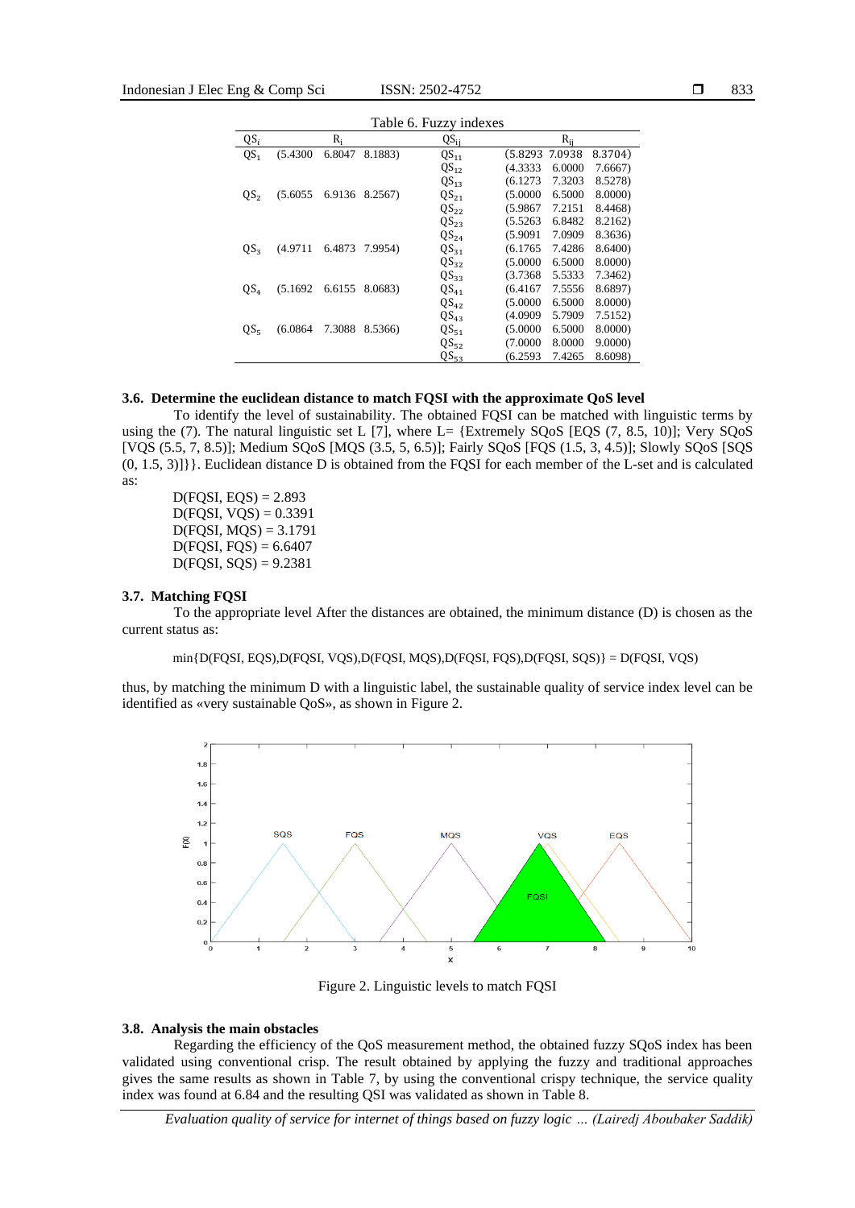Table 6. Fuzzy indexes

| $QS_i$ | $R_i$ | $QS_{ij}$ | $R_{ij}$ |
|---|---|---|---|
| $QS_1$ | (5.4300 6.8047 8.1883) | $QS_{11}$ | (5.8293 7.0938 8.3704) |
| | | $QS_{12}$ | (4.3333 6.0000 7.6667) |
| | | $QS_{13}$ | (6.1273 7.3203 8.5278) |
| $QS_2$ | (5.6055 6.9136 8.2567) | $QS_{21}$ | (5.0000 6.5000 8.0000) |
| | | $QS_{22}$ | (5.9867 7.2151 8.4468) |
| | | $QS_{23}$ | (5.5263 6.8482 8.2162) |
| | | $QS_{24}$ | (5.9091 7.0909 8.3636) |
| $QS_3$ | (4.9711 6.4873 7.9954) | $QS_{31}$ | (6.1765 7.4286 8.6400) |
| | | $QS_{32}$ | (5.0000 6.5000 8.0000) |
| | | $QS_{33}$ | (3.7368 5.5333 7.3462) |
| $QS_4$ | (5.1692 6.6155 8.0683) | $QS_{41}$ | (6.4167 7.5556 8.6897) |
| | | $QS_{42}$ | (5.0000 6.5000 8.0000) |
| | | $QS_{43}$ | (4.0909 5.7909 7.5152) |
| $QS_5$ | (6.0864 7.3088 8.5366) | $QS_{51}$ | (5.0000 6.5000 8.0000) |
| | | $QS_{52}$ | (7.0000 8.0000 9.0000) |
| | | $QS_{53}$ | (6.2593 7.4265 8.6098) |

### 3.6. Determine the euclidean distance to match FQSI with the approximate QoS level

To identify the level of sustainability. The obtained FQSI can be matched with linguistic terms by using the (7). The natural linguistic set L [7], where L= {Extremely SQoS [EQS (7, 8.5, 10)]; Very SQoS [VQS (5.5, 7, 8.5)]; Medium SQoS [MQS (3.5, 5, 6.5)]; Fairly SQoS [FQS (1.5, 3, 4.5)]; Slowly SQoS [SQS (0, 1.5, 3)]}}. Euclidean distance D is obtained from the FQSI for each member of the L-set and is calculated as:

D(FQSI, EQS) = 2.893
D(FQSI, VQS) = 0.3391
D(FQSI, MQS) = 3.1791
D(FQSI, FQS) = 6.6407
D(FQSI, SQS) = 9.2381

### 3.7. Matching FQSI

To the appropriate level After the distances are obtained, the minimum distance (D) is chosen as the current status as:

min{D(FQSI, EQS),D(FQSI, VQS),D(FQSI, MQS),D(FQSI, FQS),D(FQSI, SQS)} = D(FQSI, VQS)

thus, by matching the minimum D with a linguistic label, the sustainable quality of service index level can be identified as «very sustainable QoS», as shown in Figure 2.

Figure 2. Linguistic levels to match FQSI

### 3.8. Analysis the main obstacles

Regarding the efficiency of the QoS measurement method, the obtained fuzzy SQoS index has been validated using conventional crisp. The result obtained by applying the fuzzy and traditional approaches gives the same results as shown in Table 7, by using the conventional crispy technique, the service quality index was found at 6.84 and the resulting QSI was validated as shown in Table 8.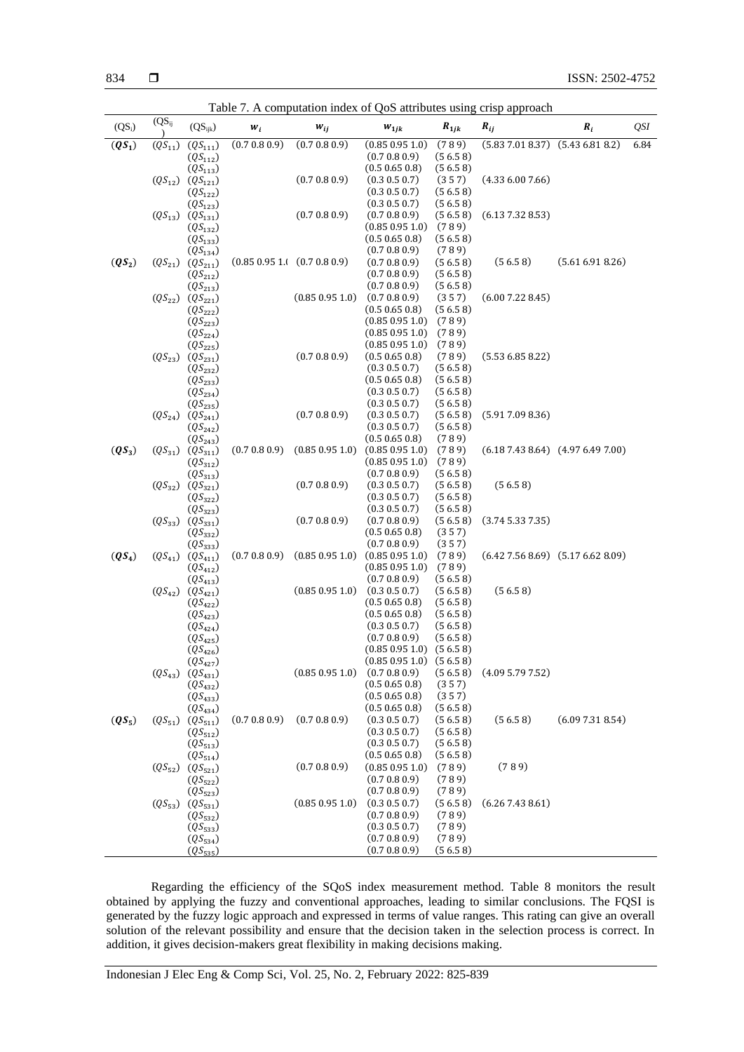Table 7. A computation index of QoS attributes using crisp approach

| $(QS_i)$ | $(QS_{ij})$ | $(QS_{ijk})$ | $w_i$ | $w_{ij}$ | $w_{1jk}$ | $R_{1jk}$ | $R_{ij}$ | $R_i$ | $QSI$ |
|---|---|---|---|---|---|---|---|---|---|
| $(QS_1)$ | $(QS_{11})$ | $(QS_{111})$ | (0.7 0.8 0.9) | (0.7 0.8 0.9) | (0.85 0.95 1.0) | (7 8 9) | (5.83 7.01 8.37) | (5.43 6.81 8.2) | 6.84 |
| | | $(QS_{112})$ | | | (0.7 0.8 0.9) | (5 6.5 8) | | | |
| | | $(QS_{113})$ | | | (0.5 0.65 0.8) | (5 6.5 8) | | | |
| | $(QS_{12})$ | $(QS_{121})$ | | (0.7 0.8 0.9) | (0.3 0.5 0.7) | (3 5 7) | (4.33 6.00 7.66) | | |
| | | $(QS_{122})$ | | | (0.3 0.5 0.7) | (5 6.5 8) | | | |
| | | $(QS_{123})$ | | | (0.3 0.5 0.7) | (5 6.5 8) | | | |
| | $(QS_{13})$ | $(QS_{131})$ | | (0.7 0.8 0.9) | (0.7 0.8 0.9) | (5 6.5 8) | (6.13 7.32 8.53) | | |
| | | $(QS_{132})$ | | | (0.85 0.95 1.0) | (7 8 9) | | | |
| | | $(QS_{133})$ | | | (0.5 0.65 0.8) | (5 6.5 8) | | | |
| | | $(QS_{134})$ | | | (0.7 0.8 0.9) | (7 8 9) | | | |
| $(QS_2)$ | $(QS_{21})$ | $(QS_{211})$ | (0.85 0.95 1.0) | (0.7 0.8 0.9) | (0.7 0.8 0.9) | (5 6.5 8) | (5 6.5 8) | (5.61 6.91 8.26) | |
| | | $(QS_{212})$ | | | (0.7 0.8 0.9) | (5 6.5 8) | | | |
| | | $(QS_{213})$ | | | (0.7 0.8 0.9) | (5 6.5 8) | | | |
| | $(QS_{22})$ | $(QS_{221})$ | | (0.85 0.95 1.0) | (0.7 0.8 0.9) | (3 5 7) | (6.00 7.22 8.45) | | |
| | | $(QS_{222})$ | | | (0.5 0.65 0.8) | (5 6.5 8) | | | |
| | | $(QS_{223})$ | | | (0.85 0.95 1.0) | (7 8 9) | | | |
| | | $(QS_{224})$ | | | (0.85 0.95 1.0) | (7 8 9) | | | |
| | | $(QS_{225})$ | | | (0.85 0.95 1.0) | (7 8 9) | | | |
| | $(QS_{23})$ | $(QS_{231})$ | | (0.7 0.8 0.9) | (0.5 0.65 0.8) | (7 8 9) | (5.53 6.85 8.22) | | |
| | | $(QS_{232})$ | | | (0.3 0.5 0.7) | (5 6.5 8) | | | |
| | | $(QS_{233})$ | | | (0.5 0.65 0.8) | (5 6.5 8) | | | |
| | | $(QS_{234})$ | | | (0.3 0.5 0.7) | (5 6.5 8) | | | |
| | | $(QS_{235})$ | | | (0.3 0.5 0.7) | (5 6.5 8) | | | |
| | $(QS_{24})$ | $(QS_{241})$ | | (0.7 0.8 0.9) | (0.3 0.5 0.7) | (5 6.5 8) | (5.91 7.09 8.36) | | |
| | | $(QS_{242})$ | | | (0.3 0.5 0.7) | (5 6.5 8) | | | |
| | | $(QS_{243})$ | | | (0.5 0.65 0.8) | (7 8 9) | | | |
| $(QS_3)$ | $(QS_{31})$ | $(QS_{311})$ | (0.7 0.8 0.9) | (0.85 0.95 1.0) | (0.85 0.95 1.0) | (7 8 9) | (6.18 7.43 8.64) | (4.97 6.49 7.00) | |
| | | $(QS_{312})$ | | | (0.85 0.95 1.0) | (7 8 9) | | | |
| | | $(QS_{313})$ | | | (0.7 0.8 0.9) | (5 6.5 8) | | | |
| | $(QS_{32})$ | $(QS_{321})$ | | (0.7 0.8 0.9) | (0.3 0.5 0.7) | (5 6.5 8) | (5 6.5 8) | | |
| | | $(QS_{322})$ | | | (0.3 0.5 0.7) | (5 6.5 8) | | | |
| | | $(QS_{323})$ | | | (0.3 0.5 0.7) | (5 6.5 8) | | | |
| | $(QS_{33})$ | $(QS_{331})$ | | (0.7 0.8 0.9) | (0.7 0.8 0.9) | (5 6.5 8) | (3.74 5.33 7.35) | | |
| | | $(QS_{332})$ | | | (0.5 0.65 0.8) | (3 5 7) | | | |
| | | $(QS_{333})$ | | | (0.7 0.8 0.9) | (3 5 7) | | | |
| $(QS_4)$ | $(QS_{41})$ | $(QS_{411})$ | (0.7 0.8 0.9) | (0.85 0.95 1.0) | (0.85 0.95 1.0) | (7 8 9) | (6.42 7.56 8.69) | (5.17 6.62 8.09) | |
| | | $(QS_{412})$ | | | (0.85 0.95 1.0) | (7 8 9) | | | |
| | | $(QS_{413})$ | | | (0.7 0.8 0.9) | (5 6.5 8) | | | |
| | $(QS_{42})$ | $(QS_{421})$ | | (0.85 0.95 1.0) | (0.3 0.5 0.7) | (5 6.5 8) | (5 6.5 8) | | |
| | | $(QS_{422})$ | | | (0.5 0.65 0.8) | (5 6.5 8) | | | |
| | | $(QS_{423})$ | | | (0.5 0.65 0.8) | (5 6.5 8) | | | |
| | | $(QS_{424})$ | | | (0.3 0.5 0.7) | (5 6.5 8) | | | |
| | | $(QS_{425})$ | | | (0.7 0.8 0.9) | (5 6.5 8) | | | |
| | | $(QS_{426})$ | | | (0.85 0.95 1.0) | (5 6.5 8) | | | |
| | | $(QS_{427})$ | | | (0.85 0.95 1.0) | (5 6.5 8) | | | |
| | $(QS_{43})$ | $(QS_{431})$ | | (0.85 0.95 1.0) | (0.7 0.8 0.9) | (5 6.5 8) | (4.09 5.79 7.52) | | |
| | | $(QS_{432})$ | | | (0.5 0.65 0.8) | (3 5 7) | | | |
| | | $(QS_{433})$ | | | (0.5 0.65 0.8) | (3 5 7) | | | |
| | | $(QS_{434})$ | | | (0.5 0.65 0.8) | (5 6.5 8) | | | |
| $(QS_5)$ | $(QS_{51})$ | $(QS_{511})$ | (0.7 0.8 0.9) | (0.7 0.8 0.9) | (0.3 0.5 0.7) | (5 6.5 8) | (5 6.5 8) | (6.09 7.31 8.54) | |
| | | $(QS_{512})$ | | | (0.3 0.5 0.7) | (5 6.5 8) | | | |
| | | $(QS_{513})$ | | | (0.3 0.5 0.7) | (5 6.5 8) | | | |
| | | $(QS_{514})$ | | | (0.5 0.65 0.8) | (5 6.5 8) | | | |
| | $(QS_{52})$ | $(QS_{521})$ | | (0.7 0.8 0.9) | (0.85 0.95 1.0) | (7 8 9) | (7 8 9) | | |
| | | $(QS_{522})$ | | | (0.7 0.8 0.9) | (7 8 9) | | | |
| | | $(QS_{523})$ | | | (0.7 0.8 0.9) | (7 8 9) | | | |
| | $(QS_{53})$ | $(QS_{531})$ | | (0.85 0.95 1.0) | (0.3 0.5 0.7) | (5 6.5 8) | (6.26 7.43 8.61) | | |
| | | $(QS_{532})$ | | | (0.7 0.8 0.9) | (7 8 9) | | | |
| | | $(QS_{533})$ | | | (0.3 0.5 0.7) | (7 8 9) | | | |
| | | $(QS_{534})$ | | | (0.7 0.8 0.9) | (7 8 9) | | | |
| | | $(QS_{535})$ | | | (0.7 0.8 0.9) | (5 6.5 8) | | | |

Regarding the efficiency of the SQoS index measurement method. Table 8 monitors the result obtained by applying the fuzzy and conventional approaches, leading to similar conclusions. The FQSI is generated by the fuzzy logic approach and expressed in terms of value ranges. This rating can give an overall solution of the relevant possibility and ensure that the decision taken in the selection process is correct. In addition, it gives decision-makers great flexibility in making decisions making.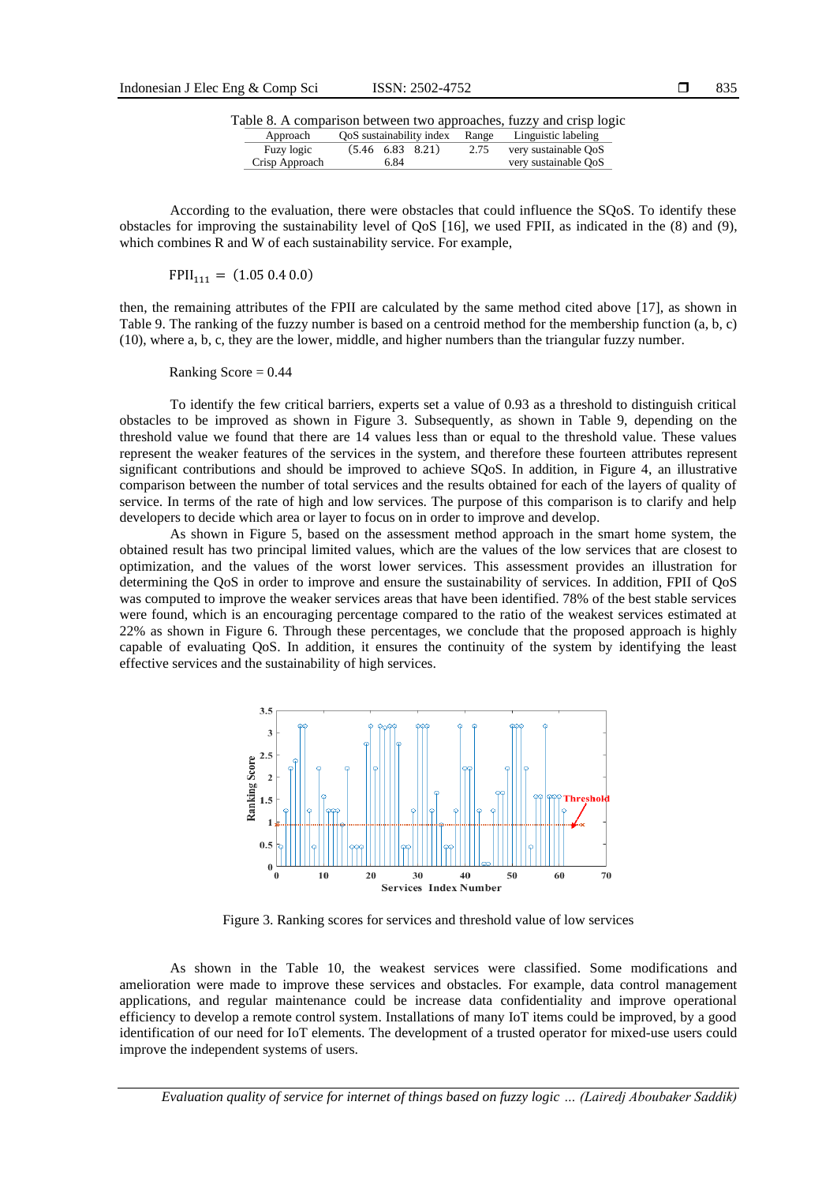Table 8. A comparison between two approaches, fuzzy and crisp logic

| Approach | QoS sustainability index | Range | Linguistic labeling |
|---|---|---|---|
| Fuzy logic | (5.46  6.83  8.21) | 2.75 | very sustainable QoS |
| Crisp Approach | 6.84 | | very sustainable QoS |

According to the evaluation, there were obstacles that could influence the SQoS. To identify these obstacles for improving the sustainability level of QoS [16], we used FPII, as indicated in the (8) and (9), which combines R and W of each sustainability service. For example,

$$\mathrm{FPII}_{111} = (1.05\ 0.4\ 0.0)$$

then, the remaining attributes of the FPII are calculated by the same method cited above [17], as shown in Table 9. The ranking of the fuzzy number is based on a centroid method for the membership function (a, b, c) (10), where a, b, c, they are the lower, middle, and higher numbers than the triangular fuzzy number.

Ranking Score = 0.44

To identify the few critical barriers, experts set a value of 0.93 as a threshold to distinguish critical obstacles to be improved as shown in Figure 3. Subsequently, as shown in Table 9, depending on the threshold value we found that there are 14 values less than or equal to the threshold value. These values represent the weaker features of the services in the system, and therefore these fourteen attributes represent significant contributions and should be improved to achieve SQoS. In addition, in Figure 4, an illustrative comparison between the number of total services and the results obtained for each of the layers of quality of service. In terms of the rate of high and low services. The purpose of this comparison is to clarify and help developers to decide which area or layer to focus on in order to improve and develop.

As shown in Figure 5, based on the assessment method approach in the smart home system, the obtained result has two principal limited values, which are the values of the low services that are closest to optimization, and the values of the worst lower services. This assessment provides an illustration for determining the QoS in order to improve and ensure the sustainability of services. In addition, FPII of QoS was computed to improve the weaker services areas that have been identified. 78% of the best stable services were found, which is an encouraging percentage compared to the ratio of the weakest services estimated at 22% as shown in Figure 6. Through these percentages, we conclude that the proposed approach is highly capable of evaluating QoS. In addition, it ensures the continuity of the system by identifying the least effective services and the sustainability of high services.

Figure 3. Ranking scores for services and threshold value of low services

As shown in the Table 10, the weakest services were classified. Some modifications and amelioration were made to improve these services and obstacles. For example, data control management applications, and regular maintenance could be increase data confidentiality and improve operational efficiency to develop a remote control system. Installations of many IoT items could be improved, by a good identification of our need for IoT elements. The development of a trusted operator for mixed-use users could improve the independent systems of users.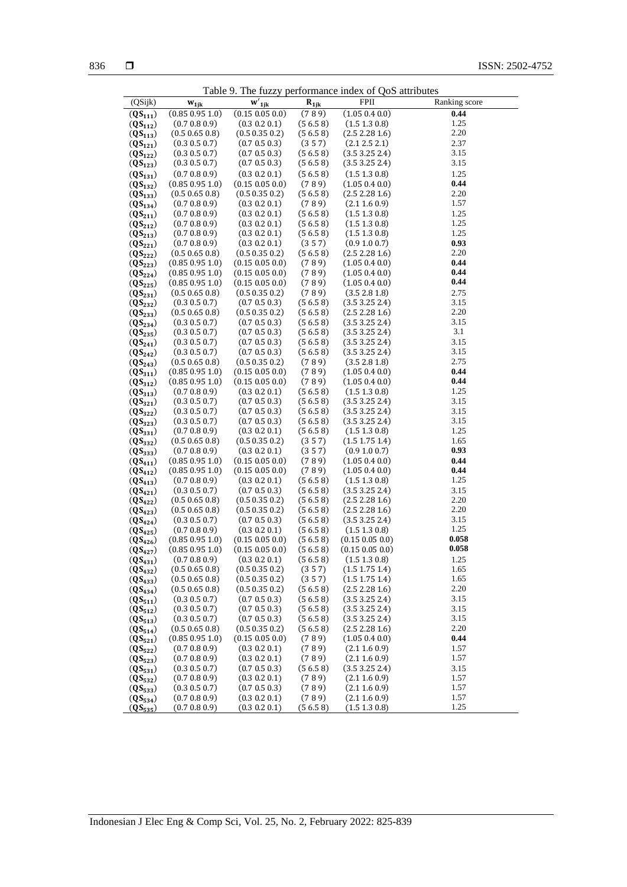Table 9. The fuzzy performance index of QoS attributes

| (QSijk) | $\mathbf{w}_{1jk}$ | $\mathbf{w}'_{1jk}$ | $\mathbf{R}_{1jk}$ | FPII | Ranking score |
|---|---|---|---|---|---|
| $(\mathbf{QS}_{111})$ | (0.85 0.95 1.0) | (0.15 0.05 0.0) | (7 8 9) | (1.05 0.4 0.0) | **0.44** |
| $(\mathbf{QS}_{112})$ | (0.7 0.8 0.9) | (0.3 0.2 0.1) | (5 6.5 8) | (1.5 1.3 0.8) | 1.25 |
| $(\mathbf{QS}_{113})$ | (0.5 0.65 0.8) | (0.5 0.35 0.2) | (5 6.5 8) | (2.5 2.28 1.6) | 2.20 |
| $(\mathbf{QS}_{121})$ | (0.3 0.5 0.7) | (0.7 0.5 0.3) | (3 5 7) | (2.1 2.5 2.1) | 2.37 |
| $(\mathbf{QS}_{122})$ | (0.3 0.5 0.7) | (0.7 0.5 0.3) | (5 6.5 8) | (3.5 3.25 2.4) | 3.15 |
| $(\mathbf{QS}_{123})$ | (0.3 0.5 0.7) | (0.7 0.5 0.3) | (5 6.5 8) | (3.5 3.25 2.4) | 3.15 |
| $(\mathbf{QS}_{131})$ | (0.7 0.8 0.9) | (0.3 0.2 0.1) | (5 6.5 8) | (1.5 1.3 0.8) | 1.25 |
| $(\mathbf{QS}_{132})$ | (0.85 0.95 1.0) | (0.15 0.05 0.0) | (7 8 9) | (1.05 0.4 0.0) | **0.44** |
| $(\mathbf{QS}_{133})$ | (0.5 0.65 0.8) | (0.5 0.35 0.2) | (5 6.5 8) | (2.5 2.28 1.6) | 2.20 |
| $(\mathbf{QS}_{134})$ | (0.7 0.8 0.9) | (0.3 0.2 0.1) | (7 8 9) | (2.1 1.6 0.9) | 1.57 |
| $(\mathbf{QS}_{211})$ | (0.7 0.8 0.9) | (0.3 0.2 0.1) | (5 6.5 8) | (1.5 1.3 0.8) | 1.25 |
| $(\mathbf{QS}_{212})$ | (0.7 0.8 0.9) | (0.3 0.2 0.1) | (5 6.5 8) | (1.5 1.3 0.8) | 1.25 |
| $(\mathbf{QS}_{213})$ | (0.7 0.8 0.9) | (0.3 0.2 0.1) | (5 6.5 8) | (1.5 1.3 0.8) | 1.25 |
| $(\mathbf{QS}_{221})$ | (0.7 0.8 0.9) | (0.3 0.2 0.1) | (3 5 7) | (0.9 1.0 0.7) | **0.93** |
| $(\mathbf{QS}_{222})$ | (0.5 0.65 0.8) | (0.5 0.35 0.2) | (5 6.5 8) | (2.5 2.28 1.6) | 2.20 |
| $(\mathbf{QS}_{223})$ | (0.85 0.95 1.0) | (0.15 0.05 0.0) | (7 8 9) | (1.05 0.4 0.0) | **0.44** |
| $(\mathbf{QS}_{224})$ | (0.85 0.95 1.0) | (0.15 0.05 0.0) | (7 8 9) | (1.05 0.4 0.0) | **0.44** |
| $(\mathbf{QS}_{225})$ | (0.85 0.95 1.0) | (0.15 0.05 0.0) | (7 8 9) | (1.05 0.4 0.0) | **0.44** |
| $(\mathbf{QS}_{231})$ | (0.5 0.65 0.8) | (0.5 0.35 0.2) | (7 8 9) | (3.5 2.8 1.8) | 2.75 |
| $(\mathbf{QS}_{232})$ | (0.3 0.5 0.7) | (0.7 0.5 0.3) | (5 6.5 8) | (3.5 3.25 2.4) | 3.15 |
| $(\mathbf{QS}_{233})$ | (0.5 0.65 0.8) | (0.5 0.35 0.2) | (5 6.5 8) | (2.5 2.28 1.6) | 2.20 |
| $(\mathbf{QS}_{234})$ | (0.3 0.5 0.7) | (0.7 0.5 0.3) | (5 6.5 8) | (3.5 3.25 2.4) | 3.15 |
| $(\mathbf{QS}_{235})$ | (0.3 0.5 0.7) | (0.7 0.5 0.3) | (5 6.5 8) | (3.5 3.25 2.4) | 3.1 |
| $(\mathbf{QS}_{241})$ | (0.3 0.5 0.7) | (0.7 0.5 0.3) | (5 6.5 8) | (3.5 3.25 2.4) | 3.15 |
| $(\mathbf{QS}_{242})$ | (0.3 0.5 0.7) | (0.7 0.5 0.3) | (5 6.5 8) | (3.5 3.25 2.4) | 3.15 |
| $(\mathbf{QS}_{243})$ | (0.5 0.65 0.8) | (0.5 0.35 0.2) | (7 8 9) | (3.5 2.8 1.8) | 2.75 |
| $(\mathbf{QS}_{311})$ | (0.85 0.95 1.0) | (0.15 0.05 0.0) | (7 8 9) | (1.05 0.4 0.0) | **0.44** |
| $(\mathbf{QS}_{312})$ | (0.85 0.95 1.0) | (0.15 0.05 0.0) | (7 8 9) | (1.05 0.4 0.0) | **0.44** |
| $(\mathbf{QS}_{313})$ | (0.7 0.8 0.9) | (0.3 0.2 0.1) | (5 6.5 8) | (1.5 1.3 0.8) | 1.25 |
| $(\mathbf{QS}_{321})$ | (0.3 0.5 0.7) | (0.7 0.5 0.3) | (5 6.5 8) | (3.5 3.25 2.4) | 3.15 |
| $(\mathbf{QS}_{322})$ | (0.3 0.5 0.7) | (0.7 0.5 0.3) | (5 6.5 8) | (3.5 3.25 2.4) | 3.15 |
| $(\mathbf{QS}_{323})$ | (0.3 0.5 0.7) | (0.7 0.5 0.3) | (5 6.5 8) | (3.5 3.25 2.4) | 3.15 |
| $(\mathbf{QS}_{331})$ | (0.7 0.8 0.9) | (0.3 0.2 0.1) | (5 6.5 8) | (1.5 1.3 0.8) | 1.25 |
| $(\mathbf{QS}_{332})$ | (0.5 0.65 0.8) | (0.5 0.35 0.2) | (3 5 7) | (1.5 1.75 1.4) | 1.65 |
| $(\mathbf{QS}_{333})$ | (0.7 0.8 0.9) | (0.3 0.2 0.1) | (3 5 7) | (0.9 1.0 0.7) | **0.93** |
| $(\mathbf{QS}_{411})$ | (0.85 0.95 1.0) | (0.15 0.05 0.0) | (7 8 9) | (1.05 0.4 0.0) | **0.44** |
| $(\mathbf{QS}_{412})$ | (0.85 0.95 1.0) | (0.15 0.05 0.0) | (7 8 9) | (1.05 0.4 0.0) | **0.44** |
| $(\mathbf{QS}_{413})$ | (0.7 0.8 0.9) | (0.3 0.2 0.1) | (5 6.5 8) | (1.5 1.3 0.8) | 1.25 |
| $(\mathbf{QS}_{421})$ | (0.3 0.5 0.7) | (0.7 0.5 0.3) | (5 6.5 8) | (3.5 3.25 2.4) | 3.15 |
| $(\mathbf{QS}_{422})$ | (0.5 0.65 0.8) | (0.5 0.35 0.2) | (5 6.5 8) | (2.5 2.28 1.6) | 2.20 |
| $(\mathbf{QS}_{423})$ | (0.5 0.65 0.8) | (0.5 0.35 0.2) | (5 6.5 8) | (2.5 2.28 1.6) | 2.20 |
| $(\mathbf{QS}_{424})$ | (0.3 0.5 0.7) | (0.7 0.5 0.3) | (5 6.5 8) | (3.5 3.25 2.4) | 3.15 |
| $(\mathbf{QS}_{425})$ | (0.7 0.8 0.9) | (0.3 0.2 0.1) | (5 6.5 8) | (1.5 1.3 0.8) | 1.25 |
| $(\mathbf{QS}_{426})$ | (0.85 0.95 1.0) | (0.15 0.05 0.0) | (5 6.5 8) | (0.15 0.05 0.0) | **0.058** |
| $(\mathbf{QS}_{427})$ | (0.85 0.95 1.0) | (0.15 0.05 0.0) | (5 6.5 8) | (0.15 0.05 0.0) | **0.058** |
| $(\mathbf{QS}_{431})$ | (0.7 0.8 0.9) | (0.3 0.2 0.1) | (5 6.5 8) | (1.5 1.3 0.8) | 1.25 |
| $(\mathbf{QS}_{432})$ | (0.5 0.65 0.8) | (0.5 0.35 0.2) | (3 5 7) | (1.5 1.75 1.4) | 1.65 |
| $(\mathbf{QS}_{433})$ | (0.5 0.65 0.8) | (0.5 0.35 0.2) | (3 5 7) | (1.5 1.75 1.4) | 1.65 |
| $(\mathbf{QS}_{434})$ | (0.5 0.65 0.8) | (0.5 0.35 0.2) | (5 6.5 8) | (2.5 2.28 1.6) | 2.20 |
| $(\mathbf{QS}_{511})$ | (0.3 0.5 0.7) | (0.7 0.5 0.3) | (5 6.5 8) | (3.5 3.25 2.4) | 3.15 |
| $(\mathbf{QS}_{512})$ | (0.3 0.5 0.7) | (0.7 0.5 0.3) | (5 6.5 8) | (3.5 3.25 2.4) | 3.15 |
| $(\mathbf{QS}_{513})$ | (0.3 0.5 0.7) | (0.7 0.5 0.3) | (5 6.5 8) | (3.5 3.25 2.4) | 3.15 |
| $(\mathbf{QS}_{514})$ | (0.5 0.65 0.8) | (0.5 0.35 0.2) | (5 6.5 8) | (2.5 2.28 1.6) | 2.20 |
| $(\mathbf{QS}_{521})$ | (0.85 0.95 1.0) | (0.15 0.05 0.0) | (7 8 9) | (1.05 0.4 0.0) | **0.44** |
| $(\mathbf{QS}_{522})$ | (0.7 0.8 0.9) | (0.3 0.2 0.1) | (7 8 9) | (2.1 1.6 0.9) | 1.57 |
| $(\mathbf{QS}_{523})$ | (0.7 0.8 0.9) | (0.3 0.2 0.1) | (7 8 9) | (2.1 1.6 0.9) | 1.57 |
| $(\mathbf{QS}_{531})$ | (0.3 0.5 0.7) | (0.7 0.5 0.3) | (5 6.5 8) | (3.5 3.25 2.4) | 3.15 |
| $(\mathbf{QS}_{532})$ | (0.7 0.8 0.9) | (0.3 0.2 0.1) | (7 8 9) | (2.1 1.6 0.9) | 1.57 |
| $(\mathbf{QS}_{533})$ | (0.3 0.5 0.7) | (0.7 0.5 0.3) | (7 8 9) | (2.1 1.6 0.9) | 1.57 |
| $(\mathbf{QS}_{534})$ | (0.7 0.8 0.9) | (0.3 0.2 0.1) | (7 8 9) | (2.1 1.6 0.9) | 1.57 |
| $(\mathbf{QS}_{535})$ | (0.7 0.8 0.9) | (0.3 0.2 0.1) | (5 6.5 8) | (1.5 1.3 0.8) | 1.25 |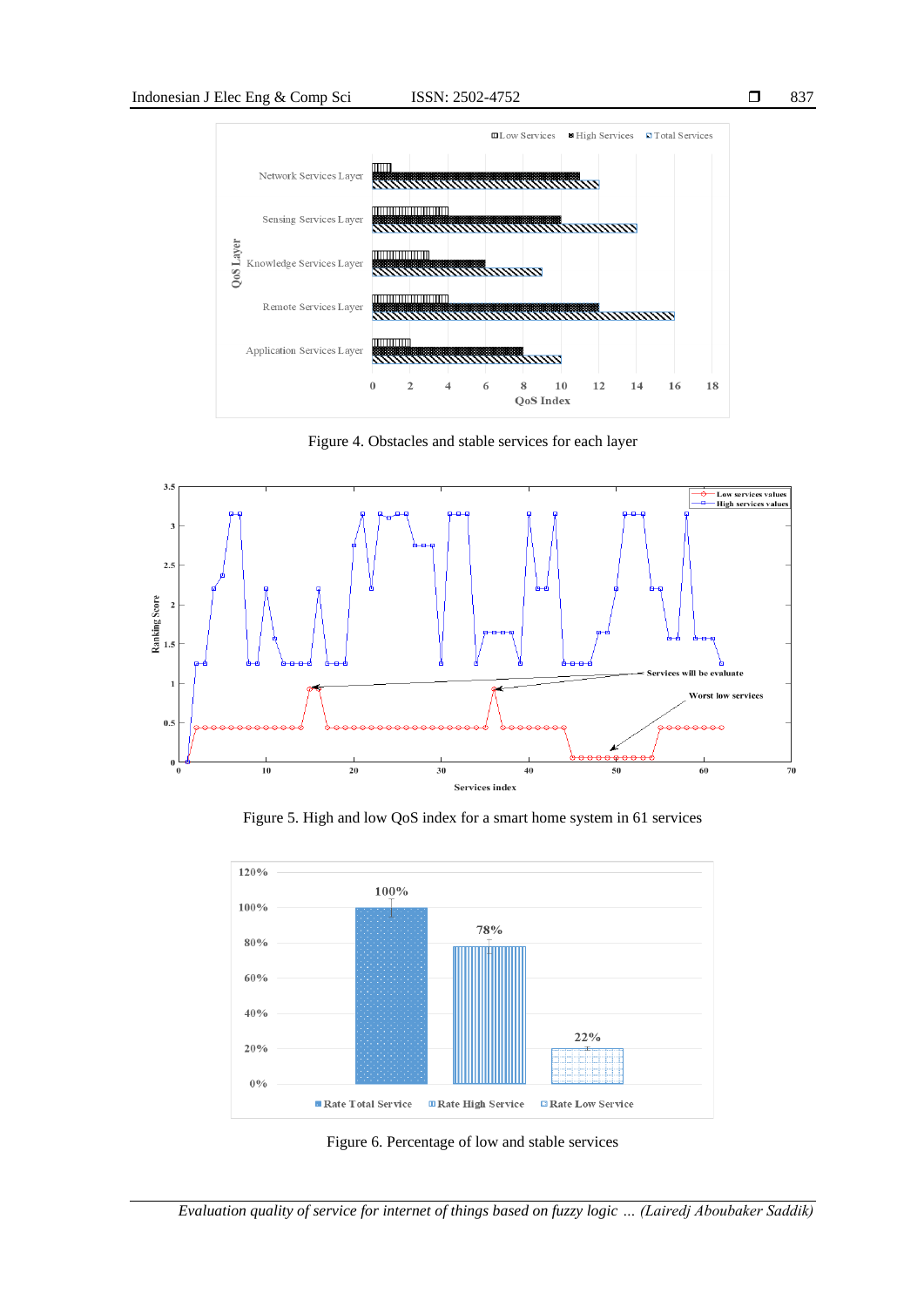Figure 4. Obstacles and stable services for each layer

Figure 5. High and low QoS index for a smart home system in 61 services

Figure 6. Percentage of low and stable services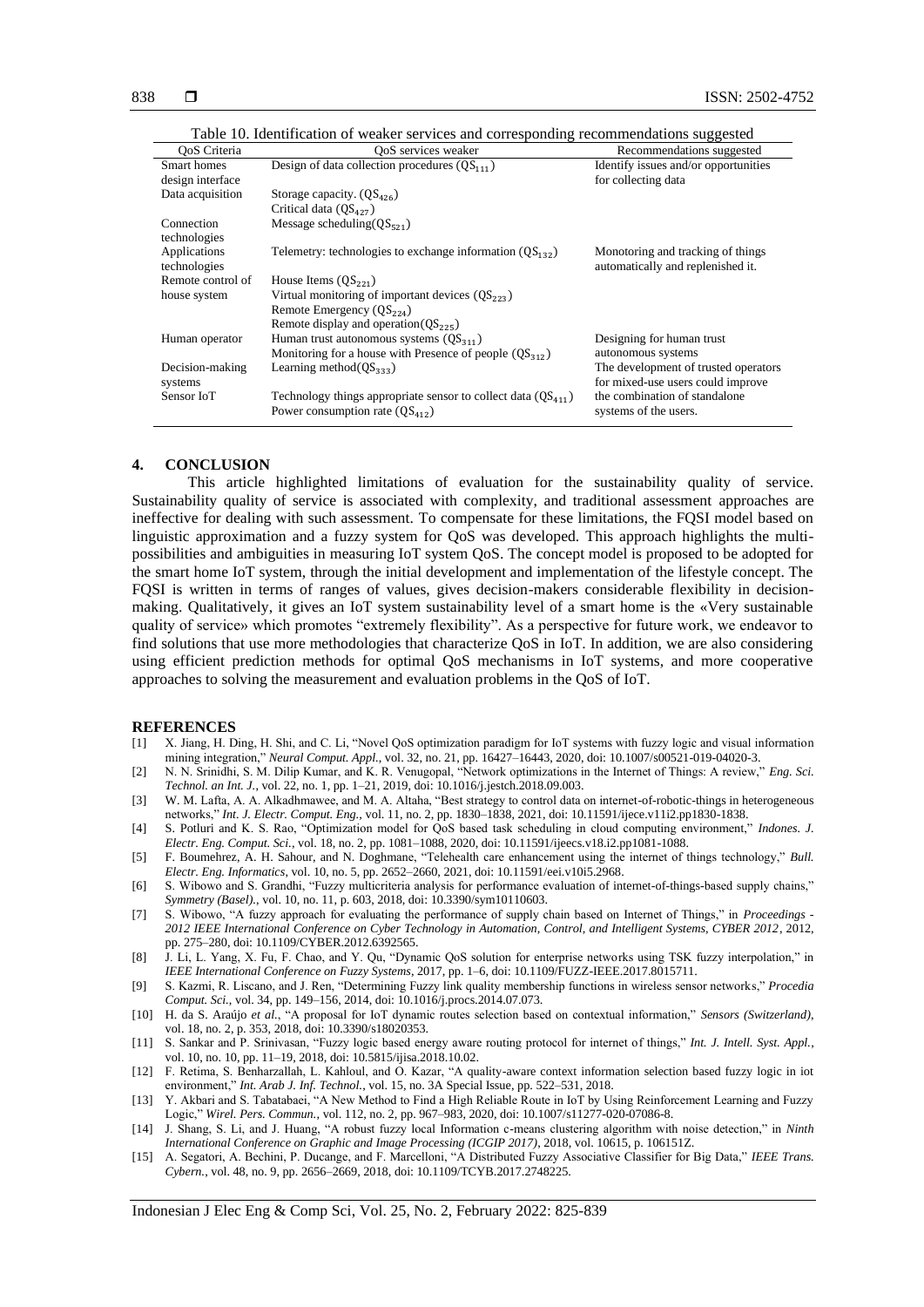Table 10. Identification of weaker services and corresponding recommendations suggested

| QoS Criteria | QoS services weaker | Recommendations suggested |
|---|---|---|
| Smart homes design interface | Design of data collection procedures ($QS_{111}$) | Identify issues and/or opportunities for collecting data |
| Data acquisition | Storage capacity. ($QS_{426}$)<br>Critical data ($QS_{427}$) | |
| Connection technologies | Message scheduling($QS_{521}$) | |
| Applications technologies | Telemetry: technologies to exchange information ($QS_{132}$) | Monotoring and tracking of things automatically and replenished it. |
| Remote control of house system | House Items ($QS_{221}$)<br>Virtual monitoring of important devices ($QS_{223}$)<br>Remote Emergency ($QS_{224}$)<br>Remote display and operation($QS_{225}$) | |
| Human operator | Human trust autonomous systems ($QS_{311}$)<br>Monitoring for a house with Presence of people ($QS_{312}$) | Designing for human trust autonomous systems |
| Decision-making systems | Learning method($QS_{333}$) | The development of trusted operators for mixed-use users could improve |
| Sensor IoT | Technology things appropriate sensor to collect data ($QS_{411}$)<br>Power consumption rate ($QS_{412}$) | the combination of standalone systems of the users. |

## 4. CONCLUSION

This article highlighted limitations of evaluation for the sustainability quality of service. Sustainability quality of service is associated with complexity, and traditional assessment approaches are ineffective for dealing with such assessment. To compensate for these limitations, the FQSI model based on linguistic approximation and a fuzzy system for QoS was developed. This approach highlights the multi-possibilities and ambiguities in measuring IoT system QoS. The concept model is proposed to be adopted for the smart home IoT system, through the initial development and implementation of the lifestyle concept. The FQSI is written in terms of ranges of values, gives decision-makers considerable flexibility in decision-making. Qualitatively, it gives an IoT system sustainability level of a smart home is the «Very sustainable quality of service» which promotes "extremely flexibility". As a perspective for future work, we endeavor to find solutions that use more methodologies that characterize QoS in IoT. In addition, we are also considering using efficient prediction methods for optimal QoS mechanisms in IoT systems, and more cooperative approaches to solving the measurement and evaluation problems in the QoS of IoT.

## REFERENCES

[1] X. Jiang, H. Ding, H. Shi, and C. Li, "Novel QoS optimization paradigm for IoT systems with fuzzy logic and visual information mining integration," *Neural Comput. Appl.*, vol. 32, no. 21, pp. 16427–16443, 2020, doi: 10.1007/s00521-019-04020-3.

[2] N. N. Srinidhi, S. M. Dilip Kumar, and K. R. Venugopal, "Network optimizations in the Internet of Things: A review," *Eng. Sci. Technol. an Int. J.*, vol. 22, no. 1, pp. 1–21, 2019, doi: 10.1016/j.jestch.2018.09.003.

[3] W. M. Lafta, A. A. Alkadhmawee, and M. A. Altaha, "Best strategy to control data on internet-of-robotic-things in heterogeneous networks," *Int. J. Electr. Comput. Eng.*, vol. 11, no. 2, pp. 1830–1838, 2021, doi: 10.11591/ijece.v11i2.pp1830-1838.

[4] S. Potluri and K. S. Rao, "Optimization model for QoS based task scheduling in cloud computing environment," *Indones. J. Electr. Eng. Comput. Sci.*, vol. 18, no. 2, pp. 1081–1088, 2020, doi: 10.11591/ijeecs.v18.i2.pp1081-1088.

[5] F. Boumehrez, A. H. Sahour, and N. Doghmane, "Telehealth care enhancement using the internet of things technology," *Bull. Electr. Eng. Informatics*, vol. 10, no. 5, pp. 2652–2660, 2021, doi: 10.11591/eei.v10i5.2968.

[6] S. Wibowo and S. Grandhi, "Fuzzy multicriteria analysis for performance evaluation of internet-of-things-based supply chains," *Symmetry (Basel).*, vol. 10, no. 11, p. 603, 2018, doi: 10.3390/sym10110603.

[7] S. Wibowo, "A fuzzy approach for evaluating the performance of supply chain based on Internet of Things," in *Proceedings - 2012 IEEE International Conference on Cyber Technology in Automation, Control, and Intelligent Systems, CYBER 2012*, 2012, pp. 275–280, doi: 10.1109/CYBER.2012.6392565.

[8] J. Li, L. Yang, X. Fu, F. Chao, and Y. Qu, "Dynamic QoS solution for enterprise networks using TSK fuzzy interpolation," in *IEEE International Conference on Fuzzy Systems*, 2017, pp. 1–6, doi: 10.1109/FUZZ-IEEE.2017.8015711.

[9] S. Kazmi, R. Liscano, and J. Ren, "Determining Fuzzy link quality membership functions in wireless sensor networks," *Procedia Comput. Sci.*, vol. 34, pp. 149–156, 2014, doi: 10.1016/j.procs.2014.07.073.

[10] H. da S. Araújo *et al.*, "A proposal for IoT dynamic routes selection based on contextual information," *Sensors (Switzerland)*, vol. 18, no. 2, p. 353, 2018, doi: 10.3390/s18020353.

[11] S. Sankar and P. Srinivasan, "Fuzzy logic based energy aware routing protocol for internet of things," *Int. J. Intell. Syst. Appl.*, vol. 10, no. 10, pp. 11–19, 2018, doi: 10.5815/ijisa.2018.10.02.

[12] F. Retima, S. Benharzallah, L. Kahloul, and O. Kazar, "A quality-aware context information selection based fuzzy logic in iot environment," *Int. Arab J. Inf. Technol.*, vol. 15, no. 3A Special Issue, pp. 522–531, 2018.

[13] Y. Akbari and S. Tabatabaei, "A New Method to Find a High Reliable Route in IoT by Using Reinforcement Learning and Fuzzy Logic," *Wirel. Pers. Commun.*, vol. 112, no. 2, pp. 967–983, 2020, doi: 10.1007/s11277-020-07086-8.

[14] J. Shang, S. Li, and J. Huang, "A robust fuzzy local Information c-means clustering algorithm with noise detection," in *Ninth International Conference on Graphic and Image Processing (ICGIP 2017)*, 2018, vol. 10615, p. 106151Z.

[15] A. Segatori, A. Bechini, P. Ducange, and F. Marcelloni, "A Distributed Fuzzy Associative Classifier for Big Data," *IEEE Trans. Cybern.*, vol. 48, no. 9, pp. 2656–2669, 2018, doi: 10.1109/TCYB.2017.2748225.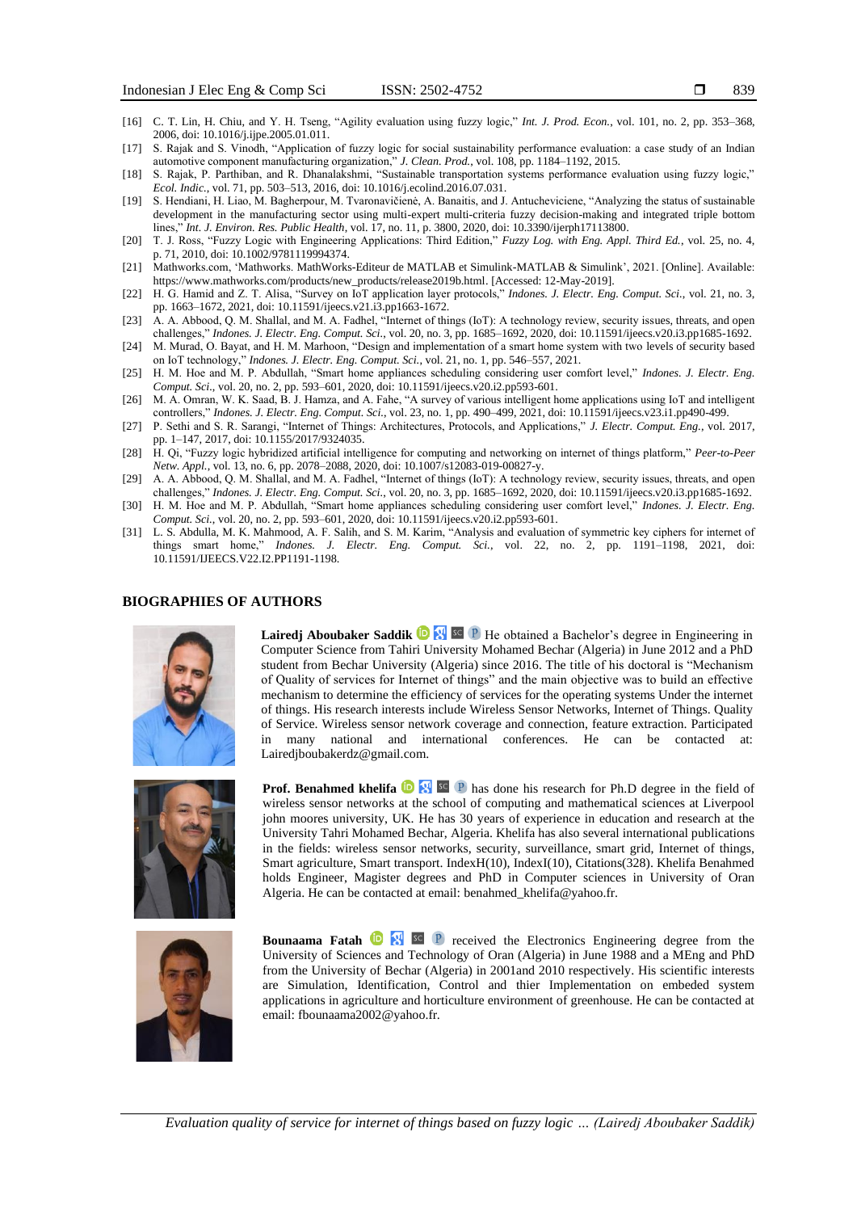[16] C. T. Lin, H. Chiu, and Y. H. Tseng, "Agility evaluation using fuzzy logic," *Int. J. Prod. Econ.*, vol. 101, no. 2, pp. 353–368, 2006, doi: 10.1016/j.ijpe.2005.01.011.

[17] S. Rajak and S. Vinodh, "Application of fuzzy logic for social sustainability performance evaluation: a case study of an Indian automotive component manufacturing organization," *J. Clean. Prod.*, vol. 108, pp. 1184–1192, 2015.

[18] S. Rajak, P. Parthiban, and R. Dhanalakshmi, "Sustainable transportation systems performance evaluation using fuzzy logic," *Ecol. Indic.*, vol. 71, pp. 503–513, 2016, doi: 10.1016/j.ecolind.2016.07.031.

[19] S. Hendiani, H. Liao, M. Bagherpour, A. Tvaronavičienė, A. Banaitis, and J. Antucheviciene, "Analyzing the status of sustainable development in the manufacturing sector using multi-expert multi-criteria fuzzy decision-making and integrated triple bottom lines," *Int. J. Environ. Res. Public Health*, vol. 17, no. 11, p. 3800, 2020, doi: 10.3390/ijerph17113800.

[20] T. J. Ross, "Fuzzy Logic with Engineering Applications: Third Edition," *Fuzzy Log. with Eng. Appl. Third Ed.*, vol. 25, no. 4, p. 71, 2010, doi: 10.1002/9781119994374.

[21] Mathworks.com, 'Mathworks. MathWorks-Editeur de MATLAB et Simulink-MATLAB & Simulink', 2021. [Online]. Available: https://www.mathworks.com/products/new_products/release2019b.html. [Accessed: 12-May-2019].

[22] H. G. Hamid and Z. T. Alisa, "Survey on IoT application layer protocols," *Indones. J. Electr. Eng. Comput. Sci.*, vol. 21, no. 3, pp. 1663–1672, 2021, doi: 10.11591/ijeecs.v21.i3.pp1663-1672.

[23] A. A. Abbood, Q. M. Shallal, and M. A. Fadhel, "Internet of things (IoT): A technology review, security issues, threats, and open challenges," *Indones. J. Electr. Eng. Comput. Sci.*, vol. 20, no. 3, pp. 1685–1692, 2020, doi: 10.11591/ijeecs.v20.i3.pp1685-1692.

[24] M. Murad, O. Bayat, and H. M. Marhoon, "Design and implementation of a smart home system with two levels of security based on IoT technology," *Indones. J. Electr. Eng. Comput. Sci.*, vol. 21, no. 1, pp. 546–557, 2021.

[25] H. M. Hoe and M. P. Abdullah, "Smart home appliances scheduling considering user comfort level," *Indones. J. Electr. Eng. Comput. Sci.*, vol. 20, no. 2, pp. 593–601, 2020, doi: 10.11591/ijeecs.v20.i2.pp593-601.

[26] M. A. Omran, W. K. Saad, B. J. Hamza, and A. Fahe, "A survey of various intelligent home applications using IoT and intelligent controllers," *Indones. J. Electr. Eng. Comput. Sci.*, vol. 23, no. 1, pp. 490–499, 2021, doi: 10.11591/ijeecs.v23.i1.pp490-499.

[27] P. Sethi and S. R. Sarangi, "Internet of Things: Architectures, Protocols, and Applications," *J. Electr. Comput. Eng.*, vol. 2017, pp. 1–147, 2017, doi: 10.1155/2017/9324035.

[28] H. Qi, "Fuzzy logic hybridized artificial intelligence for computing and networking on internet of things platform," *Peer-to-Peer Netw. Appl.*, vol. 13, no. 6, pp. 2078–2088, 2020, doi: 10.1007/s12083-019-00827-y.

[29] A. A. Abbood, Q. M. Shallal, and M. A. Fadhel, "Internet of things (IoT): A technology review, security issues, threats, and open challenges," *Indones. J. Electr. Eng. Comput. Sci.*, vol. 20, no. 3, pp. 1685–1692, 2020, doi: 10.11591/ijeecs.v20.i3.pp1685-1692.

[30] H. M. Hoe and M. P. Abdullah, "Smart home appliances scheduling considering user comfort level," *Indones. J. Electr. Eng. Comput. Sci.*, vol. 20, no. 2, pp. 593–601, 2020, doi: 10.11591/ijeecs.v20.i2.pp593-601.

[31] L. S. Abdulla, M. K. Mahmood, A. F. Salih, and S. M. Karim, "Analysis and evaluation of symmetric key ciphers for internet of things smart home," *Indones. J. Electr. Eng. Comput. Sci.*, vol. 22, no. 2, pp. 1191–1198, 2021, doi: 10.11591/IJEECS.V22.I2.PP1191-1198.

## BIOGRAPHIES OF AUTHORS

**Lairedj Aboubaker Saddik** He obtained a Bachelor's degree in Engineering in Computer Science from Tahiri University Mohamed Bechar (Algeria) in June 2012 and a PhD student from Bechar University (Algeria) since 2016. The title of his doctoral is "Mechanism of Quality of services for Internet of things" and the main objective was to build an effective mechanism to determine the efficiency of services for the operating systems Under the internet of things. His research interests include Wireless Sensor Networks, Internet of Things. Quality of Service. Wireless sensor network coverage and connection, feature extraction. Participated in many national and international conferences. He can be contacted at: Lairedjboubakerdz@gmail.com.

**Prof. Benahmed khelifa** has done his research for Ph.D degree in the field of wireless sensor networks at the school of computing and mathematical sciences at Liverpool john moores university, UK. He has 30 years of experience in education and research at the University Tahri Mohamed Bechar, Algeria. Khelifa has also several international publications in the fields: wireless sensor networks, security, surveillance, smart grid, Internet of things, Smart agriculture, Smart transport. IndexH(10), IndexI(10), Citations(328). Khelifa Benahmed holds Engineer, Magister degrees and PhD in Computer sciences in University of Oran Algeria. He can be contacted at email: benahmed_khelifa@yahoo.fr.

**Bounaama Fatah** received the Electronics Engineering degree from the University of Sciences and Technology of Oran (Algeria) in June 1988 and a MEng and PhD from the University of Bechar (Algeria) in 2001and 2010 respectively. His scientific interests are Simulation, Identification, Control and thier Implementation on embeded system applications in agriculture and horticulture environment of greenhouse. He can be contacted at email: fbounaama2002@yahoo.fr.